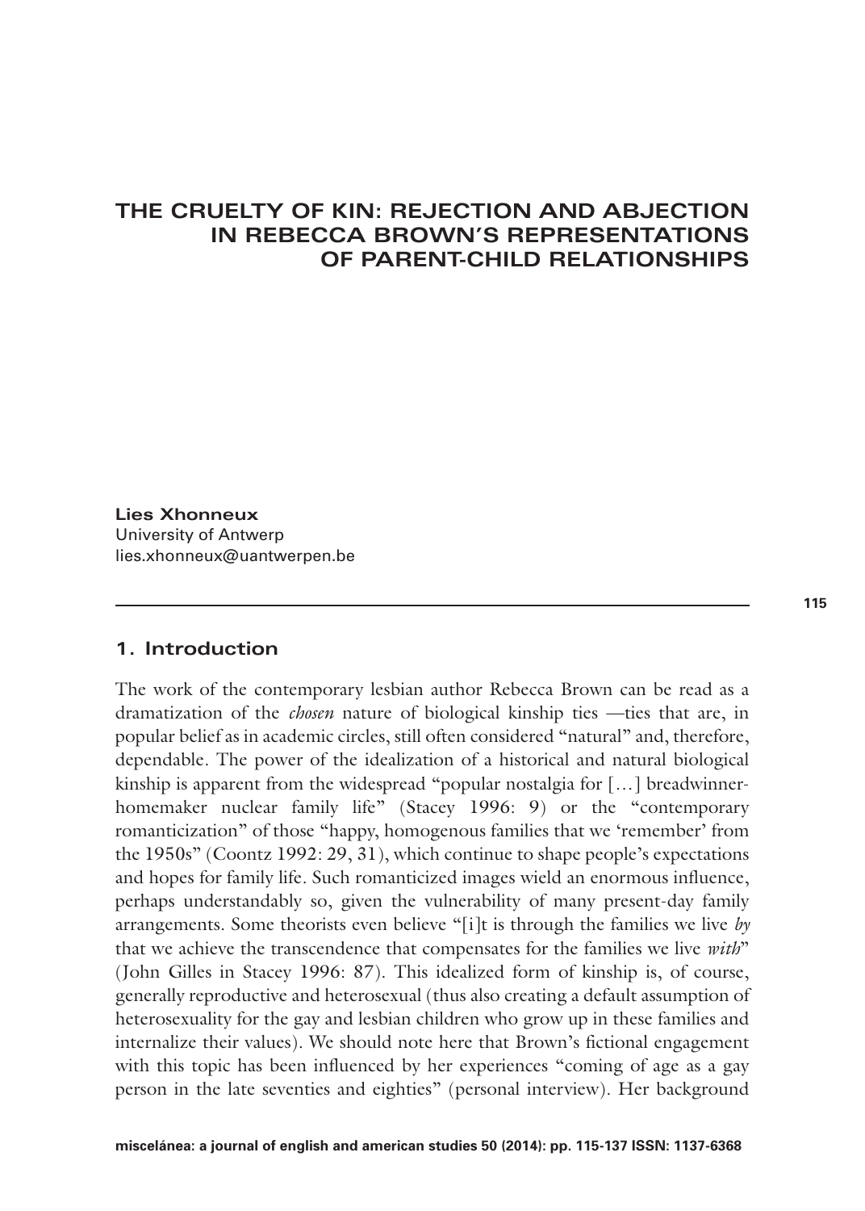# THE CRUELTY OF KIN: REJECTION AND ABJECTION IN REBECCA BROWN'S REPRESENTATIONS OF PARENT-CHILD RELATIONSHIPS

**Lies Xhonneux**
University of Antwerp
lies.xhonneux@uantwerpen.be

## 1. Introduction

The work of the contemporary lesbian author Rebecca Brown can be read as a dramatization of the *chosen* nature of biological kinship ties —ties that are, in popular belief as in academic circles, still often considered "natural" and, therefore, dependable. The power of the idealization of a historical and natural biological kinship is apparent from the widespread "popular nostalgia for […] breadwinner-homemaker nuclear family life" (Stacey 1996: 9) or the "contemporary romanticization" of those "happy, homogenous families that we 'remember' from the 1950s" (Coontz 1992: 29, 31), which continue to shape people's expectations and hopes for family life. Such romanticized images wield an enormous influence, perhaps understandably so, given the vulnerability of many present-day family arrangements. Some theorists even believe "[i]t is through the families we live *by* that we achieve the transcendence that compensates for the families we live *with*" (John Gilles in Stacey 1996: 87). This idealized form of kinship is, of course, generally reproductive and heterosexual (thus also creating a default assumption of heterosexuality for the gay and lesbian children who grow up in these families and internalize their values). We should note here that Brown's fictional engagement with this topic has been influenced by her experiences "coming of age as a gay person in the late seventies and eighties" (personal interview). Her background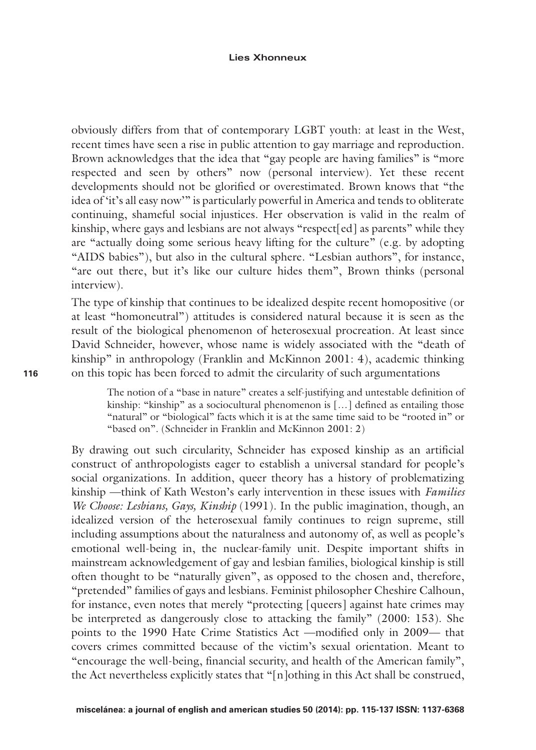obviously differs from that of contemporary LGBT youth: at least in the West, recent times have seen a rise in public attention to gay marriage and reproduction. Brown acknowledges that the idea that "gay people are having families" is "more respected and seen by others" now (personal interview). Yet these recent developments should not be glorified or overestimated. Brown knows that "the idea of 'it's all easy now'" is particularly powerful in America and tends to obliterate continuing, shameful social injustices. Her observation is valid in the realm of kinship, where gays and lesbians are not always "respect[ed] as parents" while they are "actually doing some serious heavy lifting for the culture" (e.g. by adopting "AIDS babies"), but also in the cultural sphere. "Lesbian authors", for instance, "are out there, but it's like our culture hides them", Brown thinks (personal interview).

The type of kinship that continues to be idealized despite recent homopositive (or at least "homoneutral") attitudes is considered natural because it is seen as the result of the biological phenomenon of heterosexual procreation. At least since David Schneider, however, whose name is widely associated with the "death of kinship" in anthropology (Franklin and McKinnon 2001: 4), academic thinking on this topic has been forced to admit the circularity of such argumentations

> The notion of a "base in nature" creates a self-justifying and untestable definition of kinship: "kinship" as a sociocultural phenomenon is [...] defined as entailing those "natural" or "biological" facts which it is at the same time said to be "rooted in" or "based on". (Schneider in Franklin and McKinnon 2001: 2)

By drawing out such circularity, Schneider has exposed kinship as an artificial construct of anthropologists eager to establish a universal standard for people's social organizations. In addition, queer theory has a history of problematizing kinship —think of Kath Weston's early intervention in these issues with *Families We Choose: Lesbians, Gays, Kinship* (1991). In the public imagination, though, an idealized version of the heterosexual family continues to reign supreme, still including assumptions about the naturalness and autonomy of, as well as people's emotional well-being in, the nuclear-family unit. Despite important shifts in mainstream acknowledgement of gay and lesbian families, biological kinship is still often thought to be "naturally given", as opposed to the chosen and, therefore, "pretended" families of gays and lesbians. Feminist philosopher Cheshire Calhoun, for instance, even notes that merely "protecting [queers] against hate crimes may be interpreted as dangerously close to attacking the family" (2000: 153). She points to the 1990 Hate Crime Statistics Act —modified only in 2009— that covers crimes committed because of the victim's sexual orientation. Meant to "encourage the well-being, financial security, and health of the American family", the Act nevertheless explicitly states that "[n]othing in this Act shall be construed,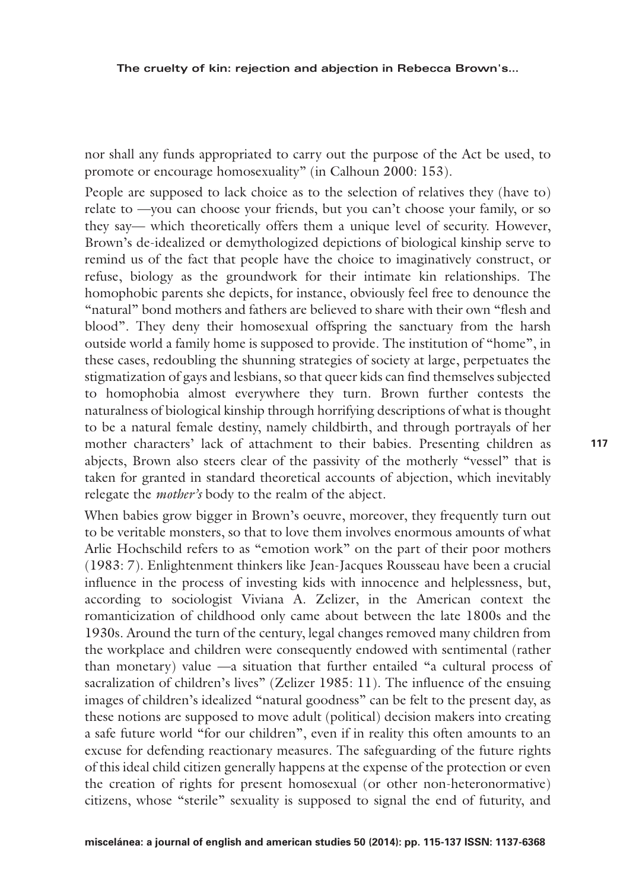nor shall any funds appropriated to carry out the purpose of the Act be used, to promote or encourage homosexuality" (in Calhoun 2000: 153).

People are supposed to lack choice as to the selection of relatives they (have to) relate to —you can choose your friends, but you can't choose your family, or so they say— which theoretically offers them a unique level of security. However, Brown's de-idealized or demythologized depictions of biological kinship serve to remind us of the fact that people have the choice to imaginatively construct, or refuse, biology as the groundwork for their intimate kin relationships. The homophobic parents she depicts, for instance, obviously feel free to denounce the "natural" bond mothers and fathers are believed to share with their own "flesh and blood". They deny their homosexual offspring the sanctuary from the harsh outside world a family home is supposed to provide. The institution of "home", in these cases, redoubling the shunning strategies of society at large, perpetuates the stigmatization of gays and lesbians, so that queer kids can find themselves subjected to homophobia almost everywhere they turn. Brown further contests the naturalness of biological kinship through horrifying descriptions of what is thought to be a natural female destiny, namely childbirth, and through portrayals of her mother characters' lack of attachment to their babies. Presenting children as abjects, Brown also steers clear of the passivity of the motherly "vessel" that is taken for granted in standard theoretical accounts of abjection, which inevitably relegate the *mother's* body to the realm of the abject.

When babies grow bigger in Brown's oeuvre, moreover, they frequently turn out to be veritable monsters, so that to love them involves enormous amounts of what Arlie Hochschild refers to as "emotion work" on the part of their poor mothers (1983: 7). Enlightenment thinkers like Jean-Jacques Rousseau have been a crucial influence in the process of investing kids with innocence and helplessness, but, according to sociologist Viviana A. Zelizer, in the American context the romanticization of childhood only came about between the late 1800s and the 1930s. Around the turn of the century, legal changes removed many children from the workplace and children were consequently endowed with sentimental (rather than monetary) value —a situation that further entailed "a cultural process of sacralization of children's lives" (Zelizer 1985: 11). The influence of the ensuing images of children's idealized "natural goodness" can be felt to the present day, as these notions are supposed to move adult (political) decision makers into creating a safe future world "for our children", even if in reality this often amounts to an excuse for defending reactionary measures. The safeguarding of the future rights of this ideal child citizen generally happens at the expense of the protection or even the creation of rights for present homosexual (or other non-heteronormative) citizens, whose "sterile" sexuality is supposed to signal the end of futurity, and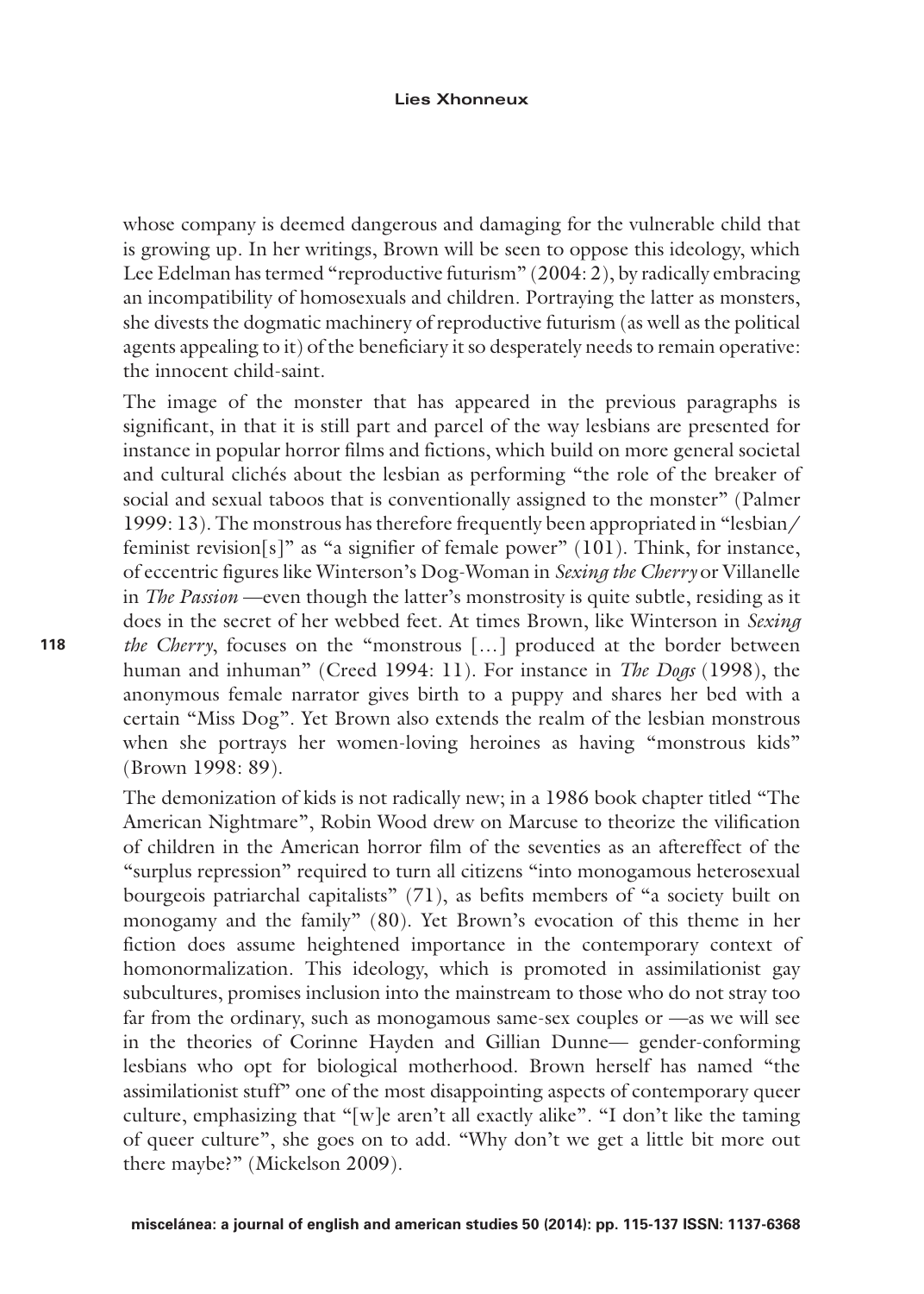whose company is deemed dangerous and damaging for the vulnerable child that is growing up. In her writings, Brown will be seen to oppose this ideology, which Lee Edelman has termed "reproductive futurism" (2004: 2), by radically embracing an incompatibility of homosexuals and children. Portraying the latter as monsters, she divests the dogmatic machinery of reproductive futurism (as well as the political agents appealing to it) of the beneficiary it so desperately needs to remain operative: the innocent child-saint.

The image of the monster that has appeared in the previous paragraphs is significant, in that it is still part and parcel of the way lesbians are presented for instance in popular horror films and fictions, which build on more general societal and cultural clichés about the lesbian as performing "the role of the breaker of social and sexual taboos that is conventionally assigned to the monster" (Palmer 1999: 13). The monstrous has therefore frequently been appropriated in "lesbian/feminist revision[s]" as "a signifier of female power" (101). Think, for instance, of eccentric figures like Winterson's Dog-Woman in *Sexing the Cherry* or Villanelle in *The Passion* —even though the latter's monstrosity is quite subtle, residing as it does in the secret of her webbed feet. At times Brown, like Winterson in *Sexing the Cherry*, focuses on the "monstrous [...] produced at the border between human and inhuman" (Creed 1994: 11). For instance in *The Dogs* (1998), the anonymous female narrator gives birth to a puppy and shares her bed with a certain "Miss Dog". Yet Brown also extends the realm of the lesbian monstrous when she portrays her women-loving heroines as having "monstrous kids" (Brown 1998: 89).

The demonization of kids is not radically new; in a 1986 book chapter titled "The American Nightmare", Robin Wood drew on Marcuse to theorize the vilification of children in the American horror film of the seventies as an aftereffect of the "surplus repression" required to turn all citizens "into monogamous heterosexual bourgeois patriarchal capitalists" (71), as befits members of "a society built on monogamy and the family" (80). Yet Brown's evocation of this theme in her fiction does assume heightened importance in the contemporary context of homonormalization. This ideology, which is promoted in assimilationist gay subcultures, promises inclusion into the mainstream to those who do not stray too far from the ordinary, such as monogamous same-sex couples or —as we will see in the theories of Corinne Hayden and Gillian Dunne— gender-conforming lesbians who opt for biological motherhood. Brown herself has named "the assimilationist stuff" one of the most disappointing aspects of contemporary queer culture, emphasizing that "[w]e aren't all exactly alike". "I don't like the taming of queer culture", she goes on to add. "Why don't we get a little bit more out there maybe?" (Mickelson 2009).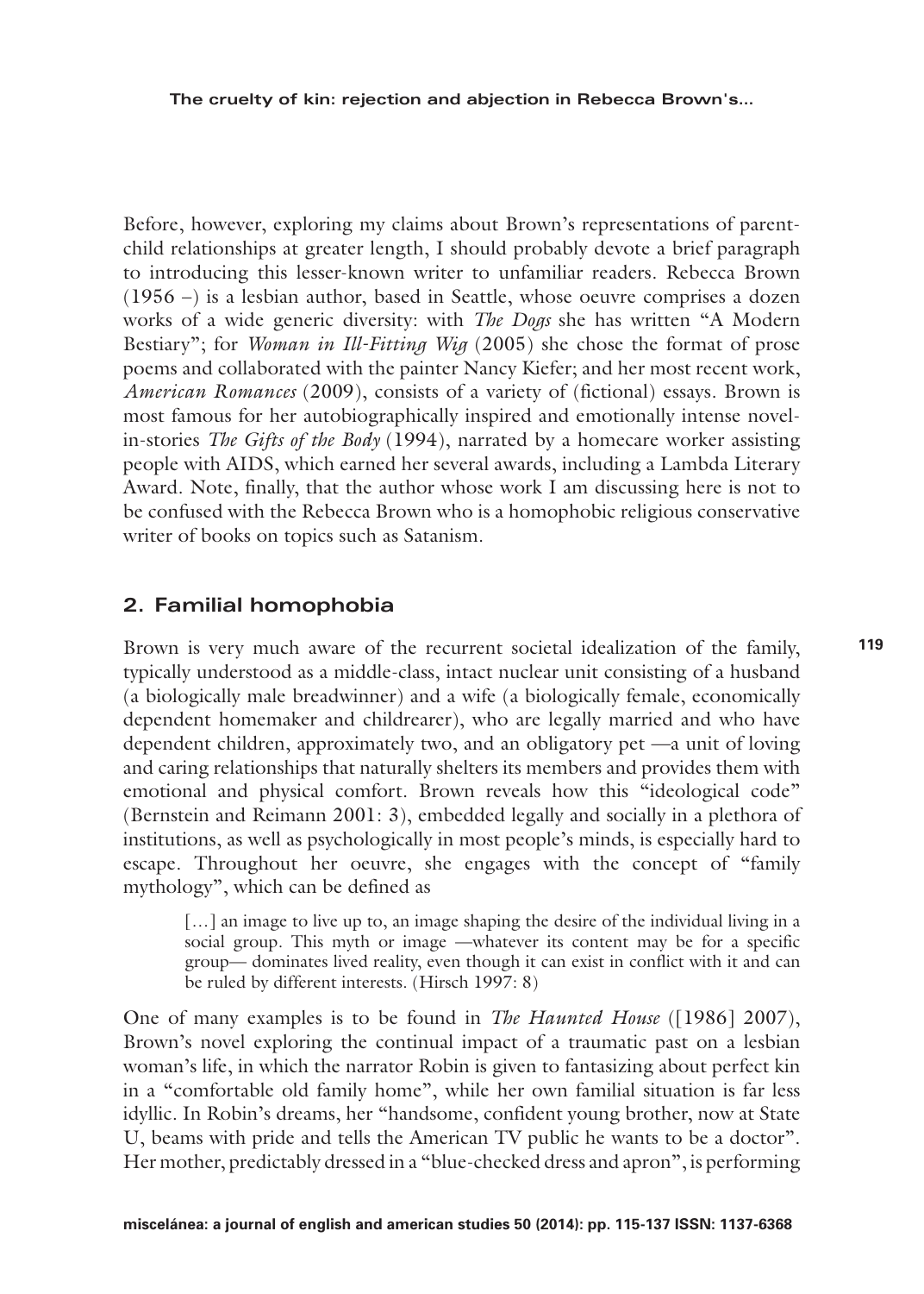Before, however, exploring my claims about Brown's representations of parent-child relationships at greater length, I should probably devote a brief paragraph to introducing this lesser-known writer to unfamiliar readers. Rebecca Brown (1956 –) is a lesbian author, based in Seattle, whose oeuvre comprises a dozen works of a wide generic diversity: with *The Dogs* she has written "A Modern Bestiary"; for *Woman in Ill-Fitting Wig* (2005) she chose the format of prose poems and collaborated with the painter Nancy Kiefer; and her most recent work, *American Romances* (2009), consists of a variety of (fictional) essays. Brown is most famous for her autobiographically inspired and emotionally intense novel-in-stories *The Gifts of the Body* (1994), narrated by a homecare worker assisting people with AIDS, which earned her several awards, including a Lambda Literary Award. Note, finally, that the author whose work I am discussing here is not to be confused with the Rebecca Brown who is a homophobic religious conservative writer of books on topics such as Satanism.

## 2. Familial homophobia

Brown is very much aware of the recurrent societal idealization of the family, typically understood as a middle-class, intact nuclear unit consisting of a husband (a biologically male breadwinner) and a wife (a biologically female, economically dependent homemaker and childrearer), who are legally married and who have dependent children, approximately two, and an obligatory pet —a unit of loving and caring relationships that naturally shelters its members and provides them with emotional and physical comfort. Brown reveals how this "ideological code" (Bernstein and Reimann 2001: 3), embedded legally and socially in a plethora of institutions, as well as psychologically in most people's minds, is especially hard to escape. Throughout her oeuvre, she engages with the concept of "family mythology", which can be defined as

> […] an image to live up to, an image shaping the desire of the individual living in a social group. This myth or image —whatever its content may be for a specific group— dominates lived reality, even though it can exist in conflict with it and can be ruled by different interests. (Hirsch 1997: 8)

One of many examples is to be found in *The Haunted House* ([1986] 2007), Brown's novel exploring the continual impact of a traumatic past on a lesbian woman's life, in which the narrator Robin is given to fantasizing about perfect kin in a "comfortable old family home", while her own familial situation is far less idyllic. In Robin's dreams, her "handsome, confident young brother, now at State U, beams with pride and tells the American TV public he wants to be a doctor". Her mother, predictably dressed in a "blue-checked dress and apron", is performing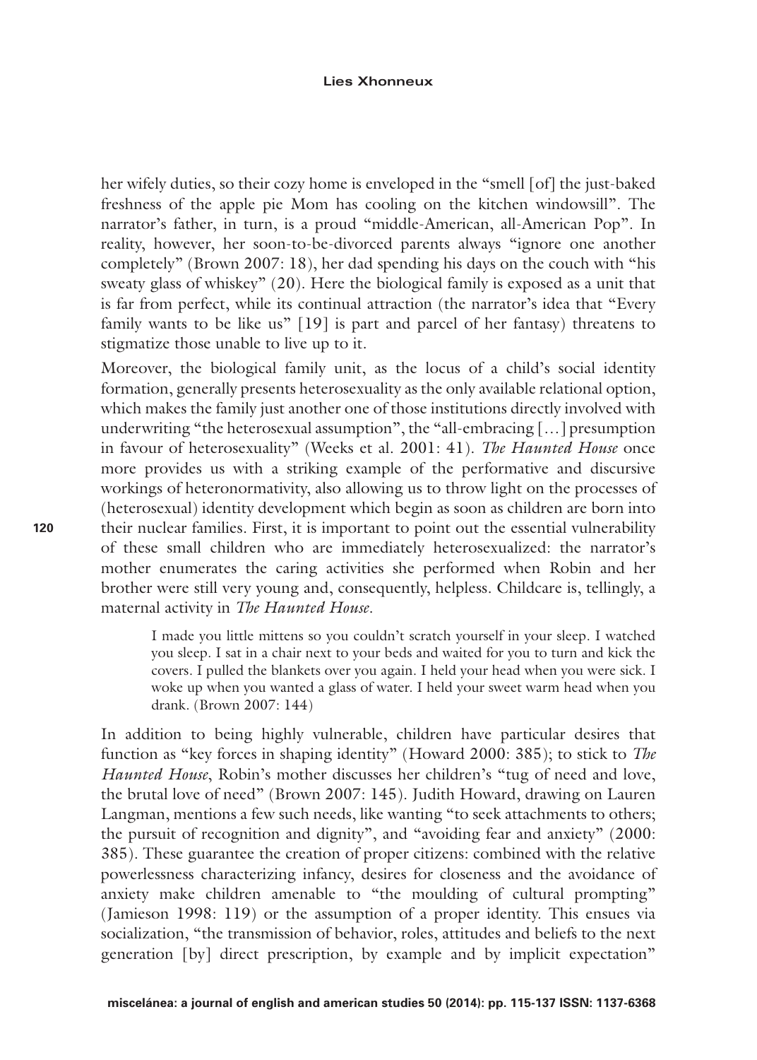her wifely duties, so their cozy home is enveloped in the "smell [of] the just-baked freshness of the apple pie Mom has cooling on the kitchen windowsill". The narrator's father, in turn, is a proud "middle-American, all-American Pop". In reality, however, her soon-to-be-divorced parents always "ignore one another completely" (Brown 2007: 18), her dad spending his days on the couch with "his sweaty glass of whiskey" (20). Here the biological family is exposed as a unit that is far from perfect, while its continual attraction (the narrator's idea that "Every family wants to be like us" [19] is part and parcel of her fantasy) threatens to stigmatize those unable to live up to it.

Moreover, the biological family unit, as the locus of a child's social identity formation, generally presents heterosexuality as the only available relational option, which makes the family just another one of those institutions directly involved with underwriting "the heterosexual assumption", the "all-embracing […] presumption in favour of heterosexuality" (Weeks et al. 2001: 41). *The Haunted House* once more provides us with a striking example of the performative and discursive workings of heteronormativity, also allowing us to throw light on the processes of (heterosexual) identity development which begin as soon as children are born into their nuclear families. First, it is important to point out the essential vulnerability of these small children who are immediately heterosexualized: the narrator's mother enumerates the caring activities she performed when Robin and her brother were still very young and, consequently, helpless. Childcare is, tellingly, a maternal activity in *The Haunted House*.

> I made you little mittens so you couldn't scratch yourself in your sleep. I watched you sleep. I sat in a chair next to your beds and waited for you to turn and kick the covers. I pulled the blankets over you again. I held your head when you were sick. I woke up when you wanted a glass of water. I held your sweet warm head when you drank. (Brown 2007: 144)

In addition to being highly vulnerable, children have particular desires that function as "key forces in shaping identity" (Howard 2000: 385); to stick to *The Haunted House*, Robin's mother discusses her children's "tug of need and love, the brutal love of need" (Brown 2007: 145). Judith Howard, drawing on Lauren Langman, mentions a few such needs, like wanting "to seek attachments to others; the pursuit of recognition and dignity", and "avoiding fear and anxiety" (2000: 385). These guarantee the creation of proper citizens: combined with the relative powerlessness characterizing infancy, desires for closeness and the avoidance of anxiety make children amenable to "the moulding of cultural prompting" (Jamieson 1998: 119) or the assumption of a proper identity. This ensues via socialization, "the transmission of behavior, roles, attitudes and beliefs to the next generation [by] direct prescription, by example and by implicit expectation"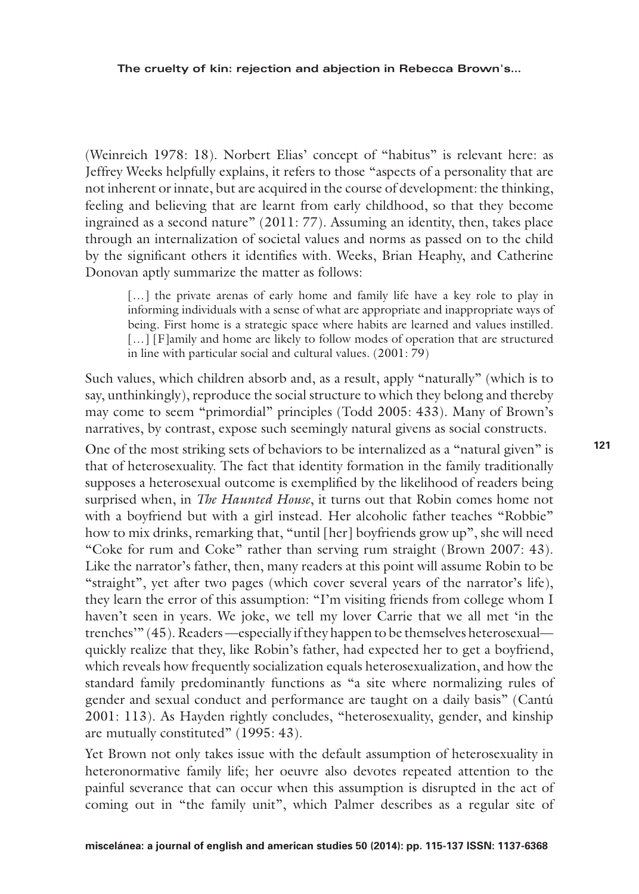(Weinreich 1978: 18). Norbert Elias' concept of "habitus" is relevant here: as Jeffrey Weeks helpfully explains, it refers to those "aspects of a personality that are not inherent or innate, but are acquired in the course of development: the thinking, feeling and believing that are learnt from early childhood, so that they become ingrained as a second nature" (2011: 77). Assuming an identity, then, takes place through an internalization of societal values and norms as passed on to the child by the significant others it identifies with. Weeks, Brian Heaphy, and Catherine Donovan aptly summarize the matter as follows:

> […] the private arenas of early home and family life have a key role to play in informing individuals with a sense of what are appropriate and inappropriate ways of being. First home is a strategic space where habits are learned and values instilled. […] [F]amily and home are likely to follow modes of operation that are structured in line with particular social and cultural values. (2001: 79)

Such values, which children absorb and, as a result, apply "naturally" (which is to say, unthinkingly), reproduce the social structure to which they belong and thereby may come to seem "primordial" principles (Todd 2005: 433). Many of Brown's narratives, by contrast, expose such seemingly natural givens as social constructs.

One of the most striking sets of behaviors to be internalized as a "natural given" is that of heterosexuality. The fact that identity formation in the family traditionally supposes a heterosexual outcome is exemplified by the likelihood of readers being surprised when, in *The Haunted House*, it turns out that Robin comes home not with a boyfriend but with a girl instead. Her alcoholic father teaches "Robbie" how to mix drinks, remarking that, "until [her] boyfriends grow up", she will need "Coke for rum and Coke" rather than serving rum straight (Brown 2007: 43). Like the narrator's father, then, many readers at this point will assume Robin to be "straight", yet after two pages (which cover several years of the narrator's life), they learn the error of this assumption: "I'm visiting friends from college whom I haven't seen in years. We joke, we tell my lover Carrie that we all met 'in the trenches'" (45). Readers —especially if they happen to be themselves heterosexual— quickly realize that they, like Robin's father, had expected her to get a boyfriend, which reveals how frequently socialization equals heterosexualization, and how the standard family predominantly functions as "a site where normalizing rules of gender and sexual conduct and performance are taught on a daily basis" (Cantú 2001: 113). As Hayden rightly concludes, "heterosexuality, gender, and kinship are mutually constituted" (1995: 43).

Yet Brown not only takes issue with the default assumption of heterosexuality in heteronormative family life; her oeuvre also devotes repeated attention to the painful severance that can occur when this assumption is disrupted in the act of coming out in "the family unit", which Palmer describes as a regular site of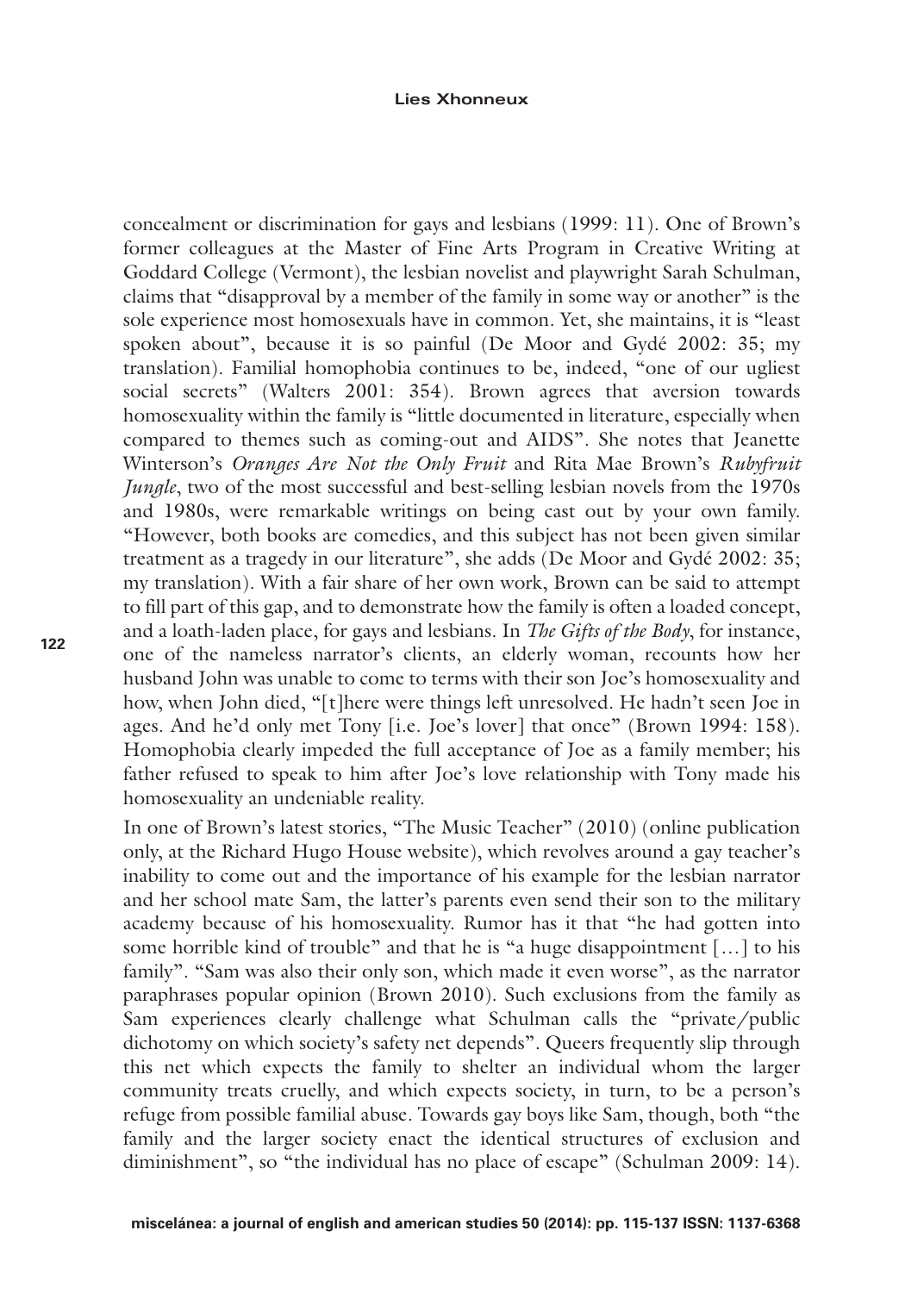concealment or discrimination for gays and lesbians (1999: 11). One of Brown's former colleagues at the Master of Fine Arts Program in Creative Writing at Goddard College (Vermont), the lesbian novelist and playwright Sarah Schulman, claims that "disapproval by a member of the family in some way or another" is the sole experience most homosexuals have in common. Yet, she maintains, it is "least spoken about", because it is so painful (De Moor and Gydé 2002: 35; my translation). Familial homophobia continues to be, indeed, "one of our ugliest social secrets" (Walters 2001: 354). Brown agrees that aversion towards homosexuality within the family is "little documented in literature, especially when compared to themes such as coming-out and AIDS". She notes that Jeanette Winterson's *Oranges Are Not the Only Fruit* and Rita Mae Brown's *Rubyfruit Jungle*, two of the most successful and best-selling lesbian novels from the 1970s and 1980s, were remarkable writings on being cast out by your own family. "However, both books are comedies, and this subject has not been given similar treatment as a tragedy in our literature", she adds (De Moor and Gydé 2002: 35; my translation). With a fair share of her own work, Brown can be said to attempt to fill part of this gap, and to demonstrate how the family is often a loaded concept, and a loath-laden place, for gays and lesbians. In *The Gifts of the Body*, for instance, one of the nameless narrator's clients, an elderly woman, recounts how her husband John was unable to come to terms with their son Joe's homosexuality and how, when John died, "[t]here were things left unresolved. He hadn't seen Joe in ages. And he'd only met Tony [i.e. Joe's lover] that once" (Brown 1994: 158). Homophobia clearly impeded the full acceptance of Joe as a family member; his father refused to speak to him after Joe's love relationship with Tony made his homosexuality an undeniable reality.

In one of Brown's latest stories, "The Music Teacher" (2010) (online publication only, at the Richard Hugo House website), which revolves around a gay teacher's inability to come out and the importance of his example for the lesbian narrator and her school mate Sam, the latter's parents even send their son to the military academy because of his homosexuality. Rumor has it that "he had gotten into some horrible kind of trouble" and that he is "a huge disappointment […] to his family". "Sam was also their only son, which made it even worse", as the narrator paraphrases popular opinion (Brown 2010). Such exclusions from the family as Sam experiences clearly challenge what Schulman calls the "private/public dichotomy on which society's safety net depends". Queers frequently slip through this net which expects the family to shelter an individual whom the larger community treats cruelly, and which expects society, in turn, to be a person's refuge from possible familial abuse. Towards gay boys like Sam, though, both "the family and the larger society enact the identical structures of exclusion and diminishment", so "the individual has no place of escape" (Schulman 2009: 14).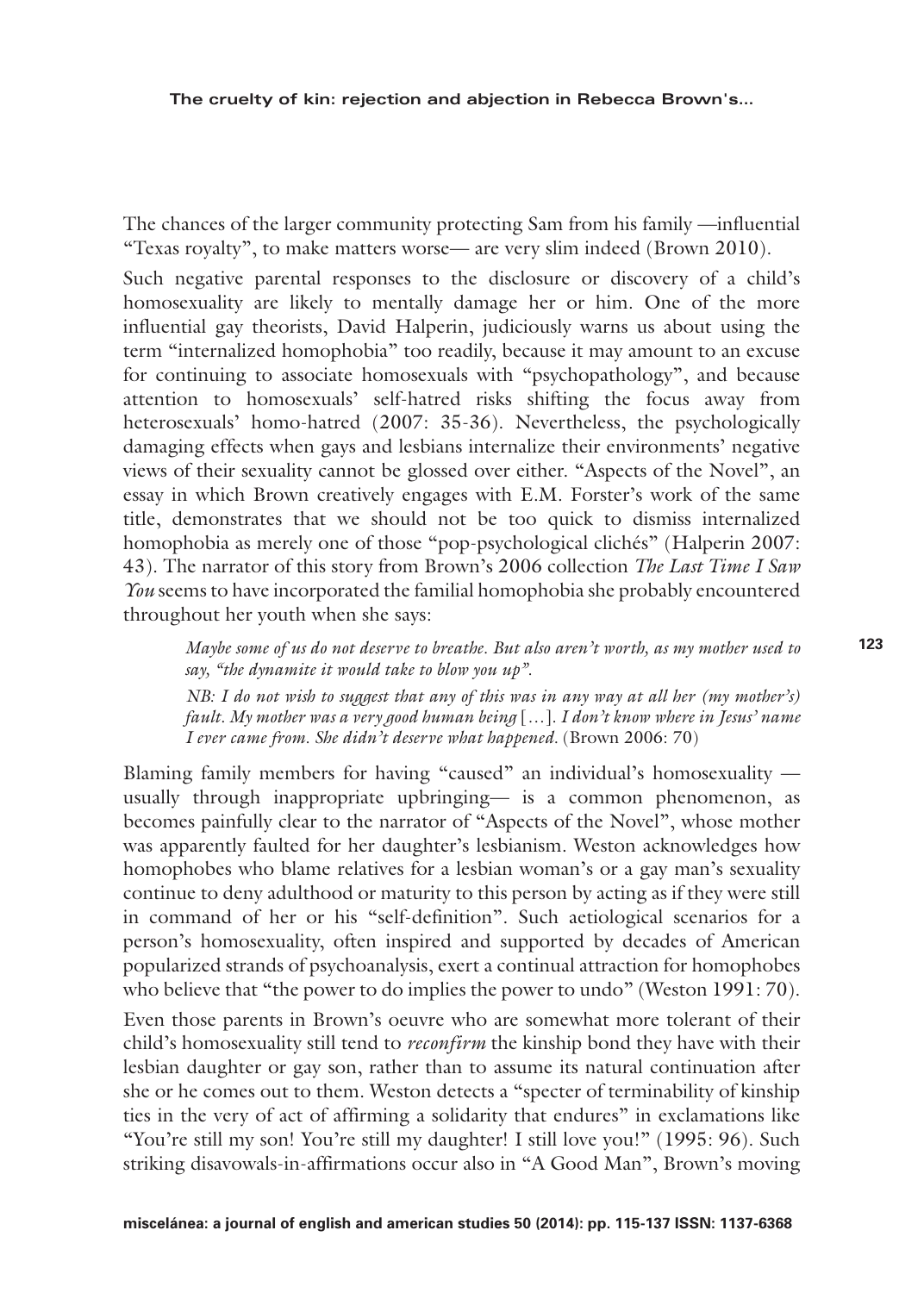The chances of the larger community protecting Sam from his family —influential "Texas royalty", to make matters worse— are very slim indeed (Brown 2010).

Such negative parental responses to the disclosure or discovery of a child's homosexuality are likely to mentally damage her or him. One of the more influential gay theorists, David Halperin, judiciously warns us about using the term "internalized homophobia" too readily, because it may amount to an excuse for continuing to associate homosexuals with "psychopathology", and because attention to homosexuals' self-hatred risks shifting the focus away from heterosexuals' homo-hatred (2007: 35-36). Nevertheless, the psychologically damaging effects when gays and lesbians internalize their environments' negative views of their sexuality cannot be glossed over either. "Aspects of the Novel", an essay in which Brown creatively engages with E.M. Forster's work of the same title, demonstrates that we should not be too quick to dismiss internalized homophobia as merely one of those "pop-psychological clichés" (Halperin 2007: 43). The narrator of this story from Brown's 2006 collection *The Last Time I Saw You* seems to have incorporated the familial homophobia she probably encountered throughout her youth when she says:

> *Maybe some of us do not deserve to breathe. But also aren't worth, as my mother used to say, "the dynamite it would take to blow you up".*
>
> *NB: I do not wish to suggest that any of this was in any way at all her (my mother's) fault. My mother was a very good human being* [...]. *I don't know where in Jesus' name I ever came from. She didn't deserve what happened*. (Brown 2006: 70)

Blaming family members for having "caused" an individual's homosexuality — usually through inappropriate upbringing— is a common phenomenon, as becomes painfully clear to the narrator of "Aspects of the Novel", whose mother was apparently faulted for her daughter's lesbianism. Weston acknowledges how homophobes who blame relatives for a lesbian woman's or a gay man's sexuality continue to deny adulthood or maturity to this person by acting as if they were still in command of her or his "self-definition". Such aetiological scenarios for a person's homosexuality, often inspired and supported by decades of American popularized strands of psychoanalysis, exert a continual attraction for homophobes who believe that "the power to do implies the power to undo" (Weston 1991: 70).

Even those parents in Brown's oeuvre who are somewhat more tolerant of their child's homosexuality still tend to *reconfirm* the kinship bond they have with their lesbian daughter or gay son, rather than to assume its natural continuation after she or he comes out to them. Weston detects a "specter of terminability of kinship ties in the very of act of affirming a solidarity that endures" in exclamations like "You're still my son! You're still my daughter! I still love you!" (1995: 96). Such striking disavowals-in-affirmations occur also in "A Good Man", Brown's moving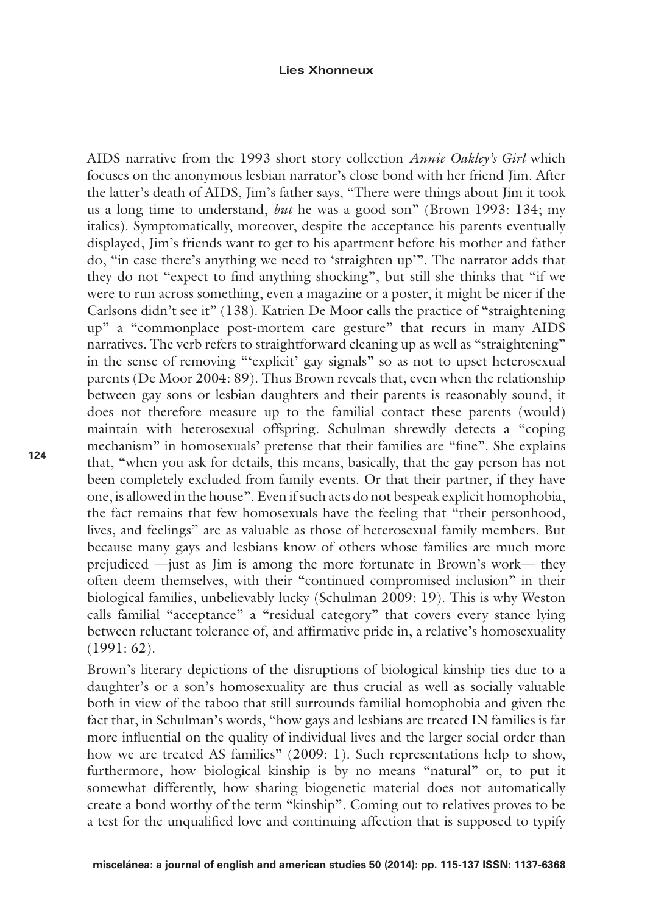AIDS narrative from the 1993 short story collection *Annie Oakley's Girl* which focuses on the anonymous lesbian narrator's close bond with her friend Jim. After the latter's death of AIDS, Jim's father says, "There were things about Jim it took us a long time to understand, *but* he was a good son" (Brown 1993: 134; my italics). Symptomatically, moreover, despite the acceptance his parents eventually displayed, Jim's friends want to get to his apartment before his mother and father do, "in case there's anything we need to 'straighten up'". The narrator adds that they do not "expect to find anything shocking", but still she thinks that "if we were to run across something, even a magazine or a poster, it might be nicer if the Carlsons didn't see it" (138). Katrien De Moor calls the practice of "straightening up" a "commonplace post-mortem care gesture" that recurs in many AIDS narratives. The verb refers to straightforward cleaning up as well as "straightening" in the sense of removing "'explicit' gay signals" so as not to upset heterosexual parents (De Moor 2004: 89). Thus Brown reveals that, even when the relationship between gay sons or lesbian daughters and their parents is reasonably sound, it does not therefore measure up to the familial contact these parents (would) maintain with heterosexual offspring. Schulman shrewdly detects a "coping mechanism" in homosexuals' pretense that their families are "fine". She explains that, "when you ask for details, this means, basically, that the gay person has not been completely excluded from family events. Or that their partner, if they have one, is allowed in the house". Even if such acts do not bespeak explicit homophobia, the fact remains that few homosexuals have the feeling that "their personhood, lives, and feelings" are as valuable as those of heterosexual family members. But because many gays and lesbians know of others whose families are much more prejudiced —just as Jim is among the more fortunate in Brown's work— they often deem themselves, with their "continued compromised inclusion" in their biological families, unbelievably lucky (Schulman 2009: 19). This is why Weston calls familial "acceptance" a "residual category" that covers every stance lying between reluctant tolerance of, and affirmative pride in, a relative's homosexuality (1991: 62).

Brown's literary depictions of the disruptions of biological kinship ties due to a daughter's or a son's homosexuality are thus crucial as well as socially valuable both in view of the taboo that still surrounds familial homophobia and given the fact that, in Schulman's words, "how gays and lesbians are treated IN families is far more influential on the quality of individual lives and the larger social order than how we are treated AS families" (2009: 1). Such representations help to show, furthermore, how biological kinship is by no means "natural" or, to put it somewhat differently, how sharing biogenetic material does not automatically create a bond worthy of the term "kinship". Coming out to relatives proves to be a test for the unqualified love and continuing affection that is supposed to typify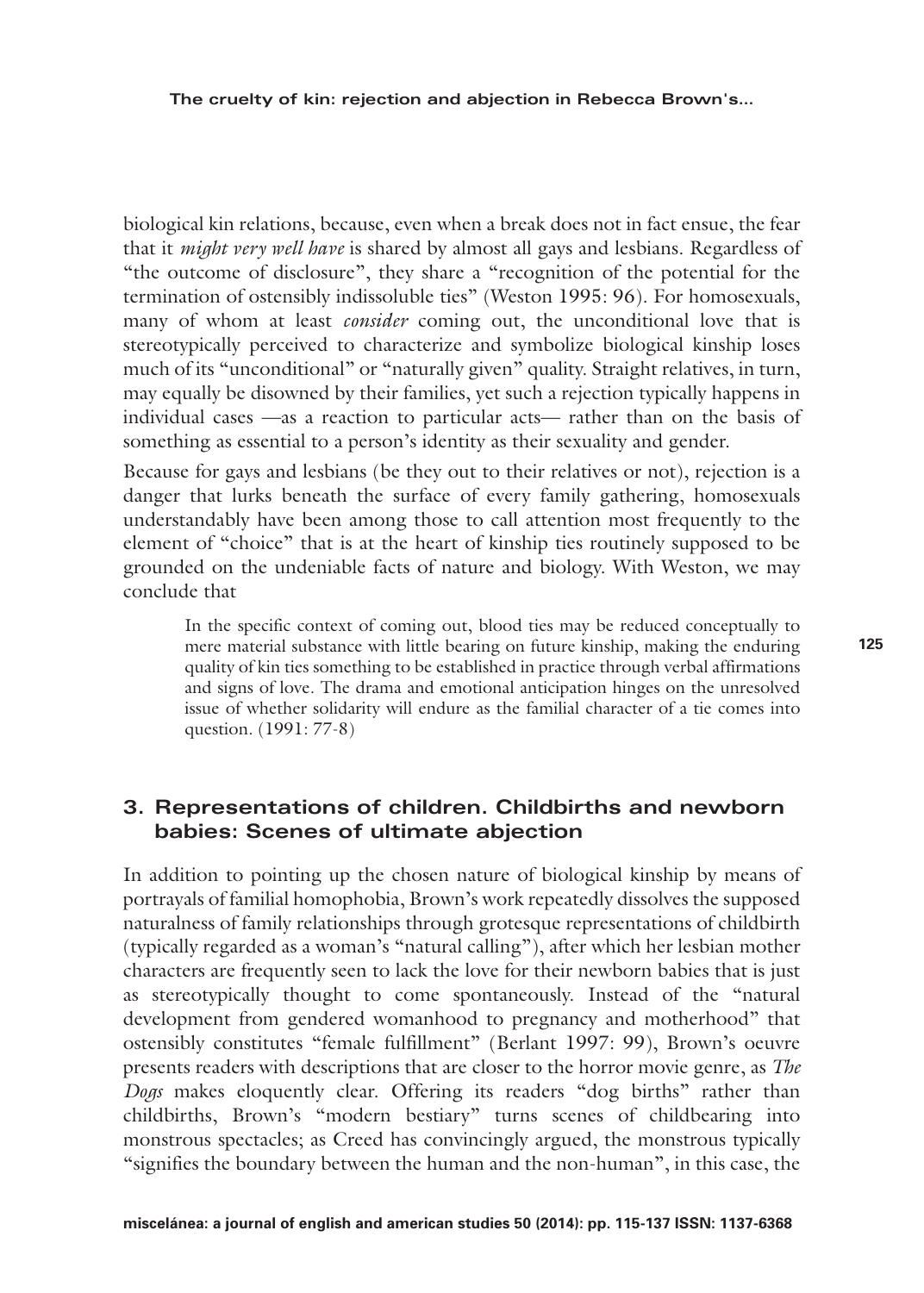biological kin relations, because, even when a break does not in fact ensue, the fear that it *might very well have* is shared by almost all gays and lesbians. Regardless of "the outcome of disclosure", they share a "recognition of the potential for the termination of ostensibly indissoluble ties" (Weston 1995: 96). For homosexuals, many of whom at least *consider* coming out, the unconditional love that is stereotypically perceived to characterize and symbolize biological kinship loses much of its "unconditional" or "naturally given" quality. Straight relatives, in turn, may equally be disowned by their families, yet such a rejection typically happens in individual cases —as a reaction to particular acts— rather than on the basis of something as essential to a person's identity as their sexuality and gender.

Because for gays and lesbians (be they out to their relatives or not), rejection is a danger that lurks beneath the surface of every family gathering, homosexuals understandably have been among those to call attention most frequently to the element of "choice" that is at the heart of kinship ties routinely supposed to be grounded on the undeniable facts of nature and biology. With Weston, we may conclude that

> In the specific context of coming out, blood ties may be reduced conceptually to mere material substance with little bearing on future kinship, making the enduring quality of kin ties something to be established in practice through verbal affirmations and signs of love. The drama and emotional anticipation hinges on the unresolved issue of whether solidarity will endure as the familial character of a tie comes into question. (1991: 77-8)

## 3. Representations of children. Childbirths and newborn babies: Scenes of ultimate abjection

In addition to pointing up the chosen nature of biological kinship by means of portrayals of familial homophobia, Brown's work repeatedly dissolves the supposed naturalness of family relationships through grotesque representations of childbirth (typically regarded as a woman's "natural calling"), after which her lesbian mother characters are frequently seen to lack the love for their newborn babies that is just as stereotypically thought to come spontaneously. Instead of the "natural development from gendered womanhood to pregnancy and motherhood" that ostensibly constitutes "female fulfillment" (Berlant 1997: 99), Brown's oeuvre presents readers with descriptions that are closer to the horror movie genre, as *The Dogs* makes eloquently clear. Offering its readers "dog births" rather than childbirths, Brown's "modern bestiary" turns scenes of childbearing into monstrous spectacles; as Creed has convincingly argued, the monstrous typically "signifies the boundary between the human and the non-human", in this case, the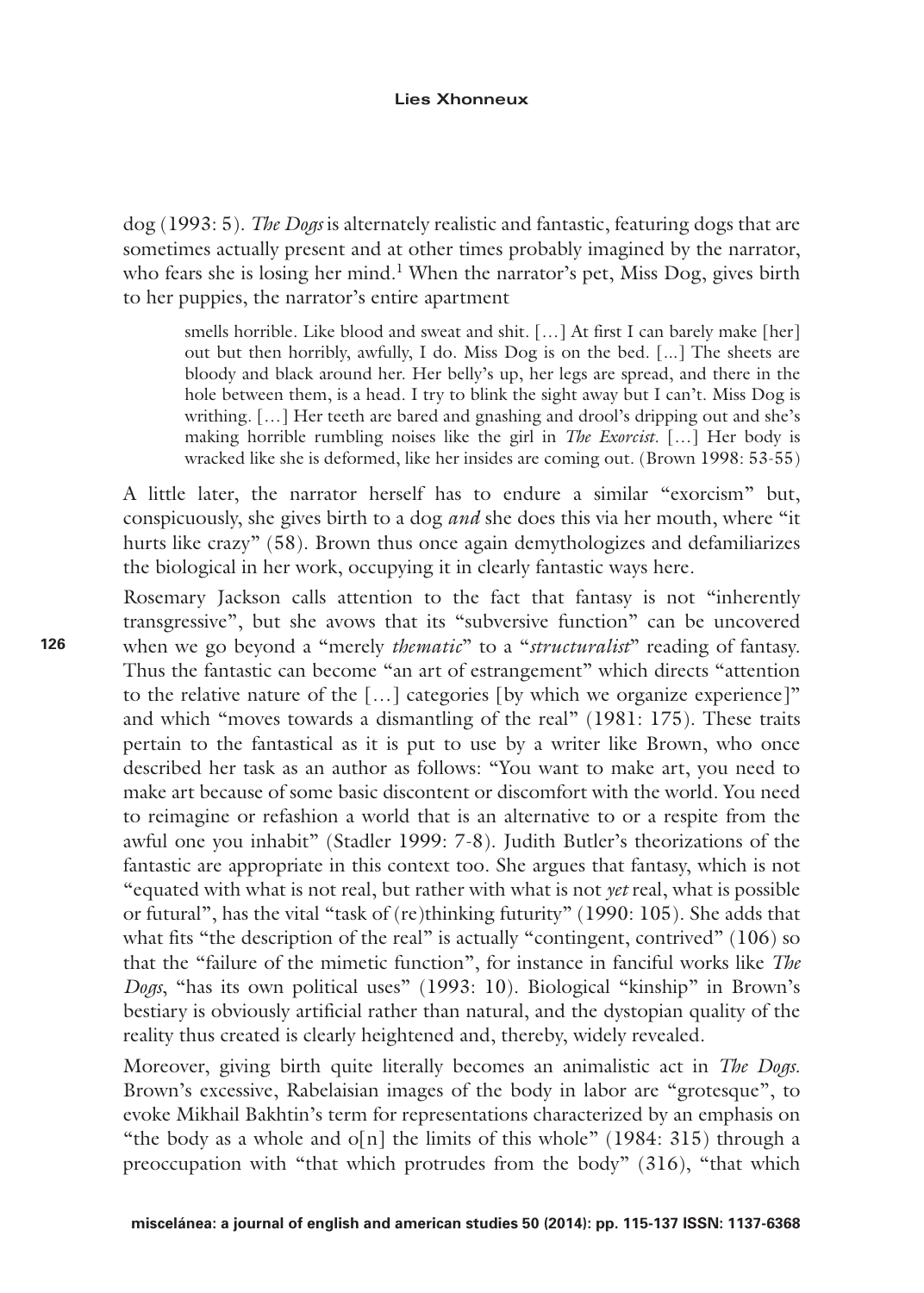dog (1993: 5). *The Dogs* is alternately realistic and fantastic, featuring dogs that are sometimes actually present and at other times probably imagined by the narrator, who fears she is losing her mind.[1] When the narrator's pet, Miss Dog, gives birth to her puppies, the narrator's entire apartment

> smells horrible. Like blood and sweat and shit. […] At first I can barely make [her] out but then horribly, awfully, I do. Miss Dog is on the bed. [...] The sheets are bloody and black around her. Her belly's up, her legs are spread, and there in the hole between them, is a head. I try to blink the sight away but I can't. Miss Dog is writhing. […] Her teeth are bared and gnashing and drool's dripping out and she's making horrible rumbling noises like the girl in *The Exorcist*. […] Her body is wracked like she is deformed, like her insides are coming out. (Brown 1998: 53-55)

A little later, the narrator herself has to endure a similar "exorcism" but, conspicuously, she gives birth to a dog *and* she does this via her mouth, where "it hurts like crazy" (58). Brown thus once again demythologizes and defamiliarizes the biological in her work, occupying it in clearly fantastic ways here.

Rosemary Jackson calls attention to the fact that fantasy is not "inherently transgressive", but she avows that its "subversive function" can be uncovered when we go beyond a "merely *thematic*" to a "*structuralist*" reading of fantasy. Thus the fantastic can become "an art of estrangement" which directs "attention to the relative nature of the […] categories [by which we organize experience]" and which "moves towards a dismantling of the real" (1981: 175). These traits pertain to the fantastical as it is put to use by a writer like Brown, who once described her task as an author as follows: "You want to make art, you need to make art because of some basic discontent or discomfort with the world. You need to reimagine or refashion a world that is an alternative to or a respite from the awful one you inhabit" (Stadler 1999: 7-8). Judith Butler's theorizations of the fantastic are appropriate in this context too. She argues that fantasy, which is not "equated with what is not real, but rather with what is not *yet* real, what is possible or futural", has the vital "task of (re)thinking futurity" (1990: 105). She adds that what fits "the description of the real" is actually "contingent, contrived" (106) so that the "failure of the mimetic function", for instance in fanciful works like *The Dogs*, "has its own political uses" (1993: 10). Biological "kinship" in Brown's bestiary is obviously artificial rather than natural, and the dystopian quality of the reality thus created is clearly heightened and, thereby, widely revealed.

Moreover, giving birth quite literally becomes an animalistic act in *The Dogs*. Brown's excessive, Rabelaisian images of the body in labor are "grotesque", to evoke Mikhail Bakhtin's term for representations characterized by an emphasis on "the body as a whole and o[n] the limits of this whole" (1984: 315) through a preoccupation with "that which protrudes from the body" (316), "that which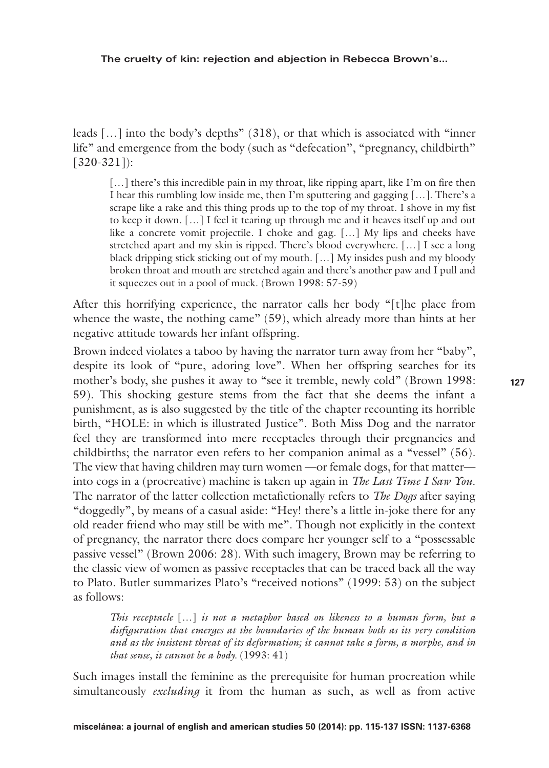leads […] into the body's depths" (318), or that which is associated with "inner life" and emergence from the body (such as "defecation", "pregnancy, childbirth" [320-321]):

> […] there's this incredible pain in my throat, like ripping apart, like I'm on fire then I hear this rumbling low inside me, then I'm sputtering and gagging […]. There's a scrape like a rake and this thing prods up to the top of my throat. I shove in my fist to keep it down. […] I feel it tearing up through me and it heaves itself up and out like a concrete vomit projectile. I choke and gag. […] My lips and cheeks have stretched apart and my skin is ripped. There's blood everywhere. […] I see a long black dripping stick sticking out of my mouth. […] My insides push and my bloody broken throat and mouth are stretched again and there's another paw and I pull and it squeezes out in a pool of muck. (Brown 1998: 57-59)

After this horrifying experience, the narrator calls her body "[t]he place from whence the waste, the nothing came" (59), which already more than hints at her negative attitude towards her infant offspring.

Brown indeed violates a taboo by having the narrator turn away from her "baby", despite its look of "pure, adoring love". When her offspring searches for its mother's body, she pushes it away to "see it tremble, newly cold" (Brown 1998: 59). This shocking gesture stems from the fact that she deems the infant a punishment, as is also suggested by the title of the chapter recounting its horrible birth, "HOLE: in which is illustrated Justice". Both Miss Dog and the narrator feel they are transformed into mere receptacles through their pregnancies and childbirths; the narrator even refers to her companion animal as a "vessel" (56). The view that having children may turn women —or female dogs, for that matter— into cogs in a (procreative) machine is taken up again in *The Last Time I Saw You*. The narrator of the latter collection metafictionally refers to *The Dogs* after saying "doggedly", by means of a casual aside: "Hey! there's a little in-joke there for any old reader friend who may still be with me". Though not explicitly in the context of pregnancy, the narrator there does compare her younger self to a "possessable passive vessel" (Brown 2006: 28). With such imagery, Brown may be referring to the classic view of women as passive receptacles that can be traced back all the way to Plato. Butler summarizes Plato's "received notions" (1999: 53) on the subject as follows:

> *This receptacle […] is not a metaphor based on likeness to a human form, but a disfiguration that emerges at the boundaries of the human both as its very condition and as the insistent threat of its deformation; it cannot take a form, a morphe, and in that sense, it cannot be a body.* (1993: 41)

Such images install the feminine as the prerequisite for human procreation while simultaneously *excluding* it from the human as such, as well as from active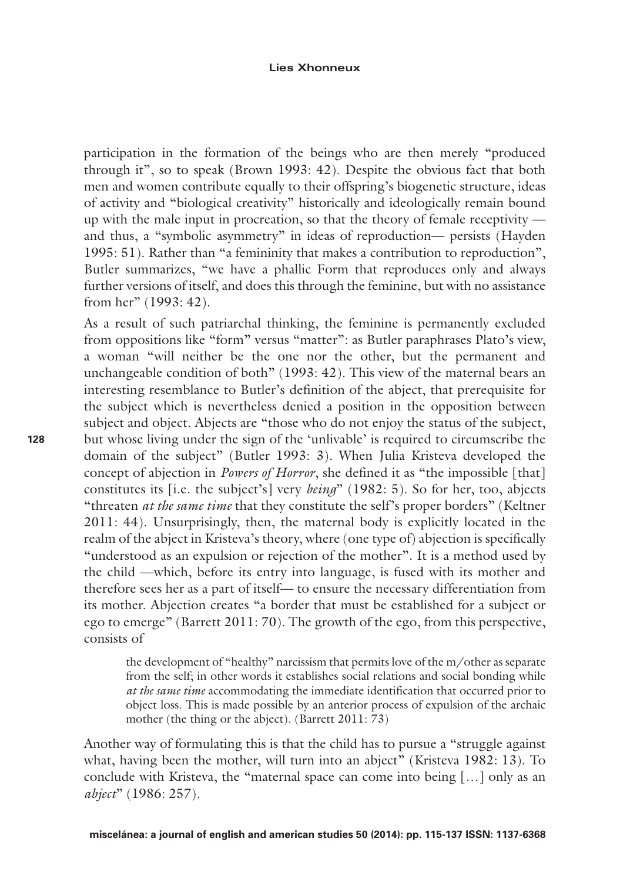participation in the formation of the beings who are then merely "produced through it", so to speak (Brown 1993: 42). Despite the obvious fact that both men and women contribute equally to their offspring's biogenetic structure, ideas of activity and "biological creativity" historically and ideologically remain bound up with the male input in procreation, so that the theory of female receptivity —and thus, a "symbolic asymmetry" in ideas of reproduction— persists (Hayden 1995: 51). Rather than "a femininity that makes a contribution to reproduction", Butler summarizes, "we have a phallic Form that reproduces only and always further versions of itself, and does this through the feminine, but with no assistance from her" (1993: 42).

As a result of such patriarchal thinking, the feminine is permanently excluded from oppositions like "form" versus "matter": as Butler paraphrases Plato's view, a woman "will neither be the one nor the other, but the permanent and unchangeable condition of both" (1993: 42). This view of the maternal bears an interesting resemblance to Butler's definition of the abject, that prerequisite for the subject which is nevertheless denied a position in the opposition between subject and object. Abjects are "those who do not enjoy the status of the subject, but whose living under the sign of the 'unlivable' is required to circumscribe the domain of the subject" (Butler 1993: 3). When Julia Kristeva developed the concept of abjection in *Powers of Horror*, she defined it as "the impossible [that] constitutes its [i.e. the subject's] very *being*" (1982: 5). So for her, too, abjects "threaten *at the same time* that they constitute the self's proper borders" (Keltner 2011: 44). Unsurprisingly, then, the maternal body is explicitly located in the realm of the abject in Kristeva's theory, where (one type of) abjection is specifically "understood as an expulsion or rejection of the mother". It is a method used by the child —which, before its entry into language, is fused with its mother and therefore sees her as a part of itself— to ensure the necessary differentiation from its mother. Abjection creates "a border that must be established for a subject or ego to emerge" (Barrett 2011: 70). The growth of the ego, from this perspective, consists of

> the development of "healthy" narcissism that permits love of the m/other as separate from the self; in other words it establishes social relations and social bonding while *at the same time* accommodating the immediate identification that occurred prior to object loss. This is made possible by an anterior process of expulsion of the archaic mother (the thing or the abject). (Barrett 2011: 73)

Another way of formulating this is that the child has to pursue a "struggle against what, having been the mother, will turn into an abject" (Kristeva 1982: 13). To conclude with Kristeva, the "maternal space can come into being [...] only as an *abject*" (1986: 257).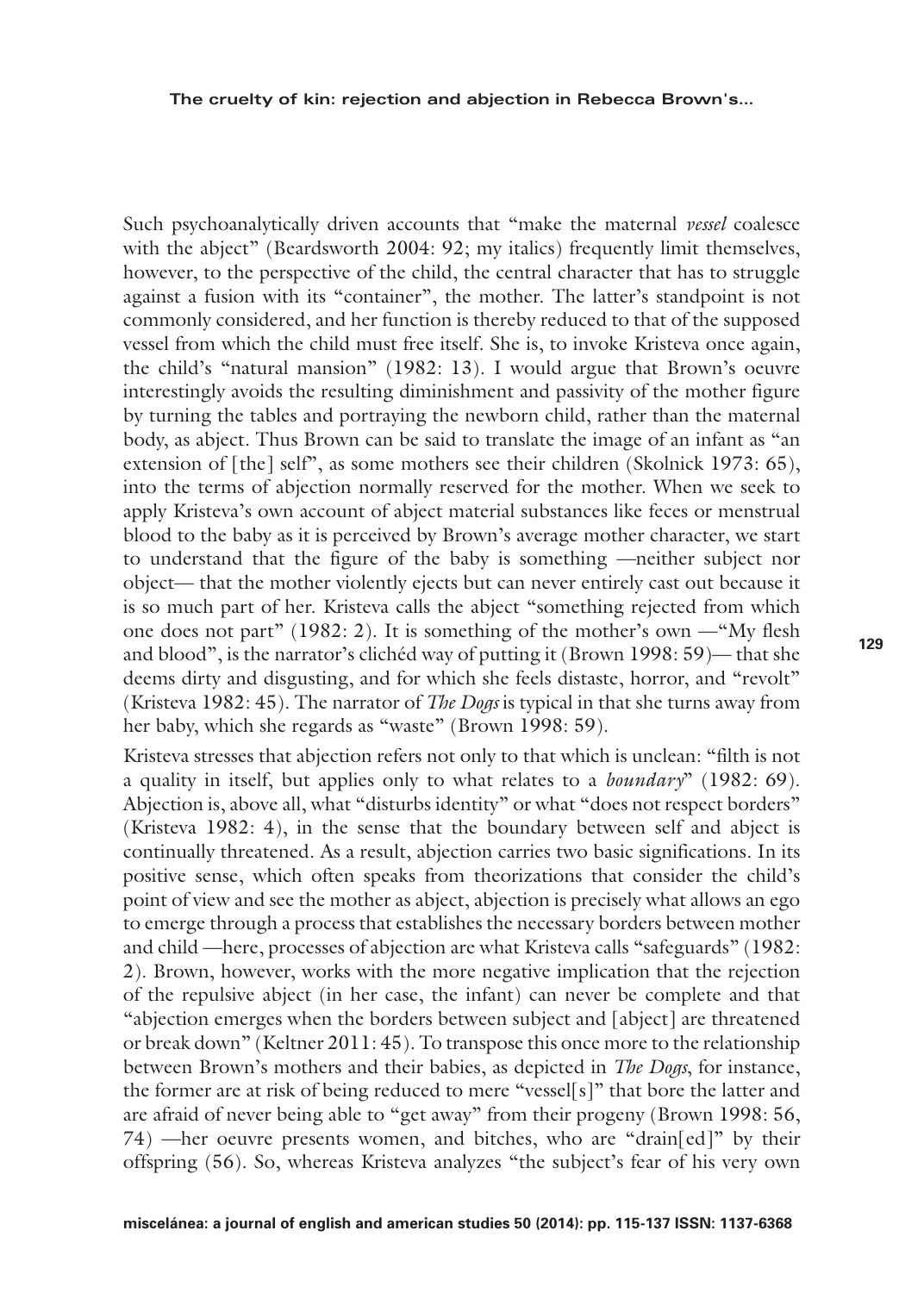Such psychoanalytically driven accounts that "make the maternal *vessel* coalesce with the abject" (Beardsworth 2004: 92; my italics) frequently limit themselves, however, to the perspective of the child, the central character that has to struggle against a fusion with its "container", the mother. The latter's standpoint is not commonly considered, and her function is thereby reduced to that of the supposed vessel from which the child must free itself. She is, to invoke Kristeva once again, the child's "natural mansion" (1982: 13). I would argue that Brown's oeuvre interestingly avoids the resulting diminishment and passivity of the mother figure by turning the tables and portraying the newborn child, rather than the maternal body, as abject. Thus Brown can be said to translate the image of an infant as "an extension of [the] self", as some mothers see their children (Skolnick 1973: 65), into the terms of abjection normally reserved for the mother. When we seek to apply Kristeva's own account of abject material substances like feces or menstrual blood to the baby as it is perceived by Brown's average mother character, we start to understand that the figure of the baby is something —neither subject nor object— that the mother violently ejects but can never entirely cast out because it is so much part of her. Kristeva calls the abject "something rejected from which one does not part" (1982: 2). It is something of the mother's own —"My flesh and blood", is the narrator's clichéd way of putting it (Brown 1998: 59)— that she deems dirty and disgusting, and for which she feels distaste, horror, and "revolt" (Kristeva 1982: 45). The narrator of *The Dogs* is typical in that she turns away from her baby, which she regards as "waste" (Brown 1998: 59).

Kristeva stresses that abjection refers not only to that which is unclean: "filth is not a quality in itself, but applies only to what relates to a *boundary*" (1982: 69). Abjection is, above all, what "disturbs identity" or what "does not respect borders" (Kristeva 1982: 4), in the sense that the boundary between self and abject is continually threatened. As a result, abjection carries two basic significations. In its positive sense, which often speaks from theorizations that consider the child's point of view and see the mother as abject, abjection is precisely what allows an ego to emerge through a process that establishes the necessary borders between mother and child —here, processes of abjection are what Kristeva calls "safeguards" (1982: 2). Brown, however, works with the more negative implication that the rejection of the repulsive abject (in her case, the infant) can never be complete and that "abjection emerges when the borders between subject and [abject] are threatened or break down" (Keltner 2011: 45). To transpose this once more to the relationship between Brown's mothers and their babies, as depicted in *The Dogs*, for instance, the former are at risk of being reduced to mere "vessel[s]" that bore the latter and are afraid of never being able to "get away" from their progeny (Brown 1998: 56, 74) —her oeuvre presents women, and bitches, who are "drain[ed]" by their offspring (56). So, whereas Kristeva analyzes "the subject's fear of his very own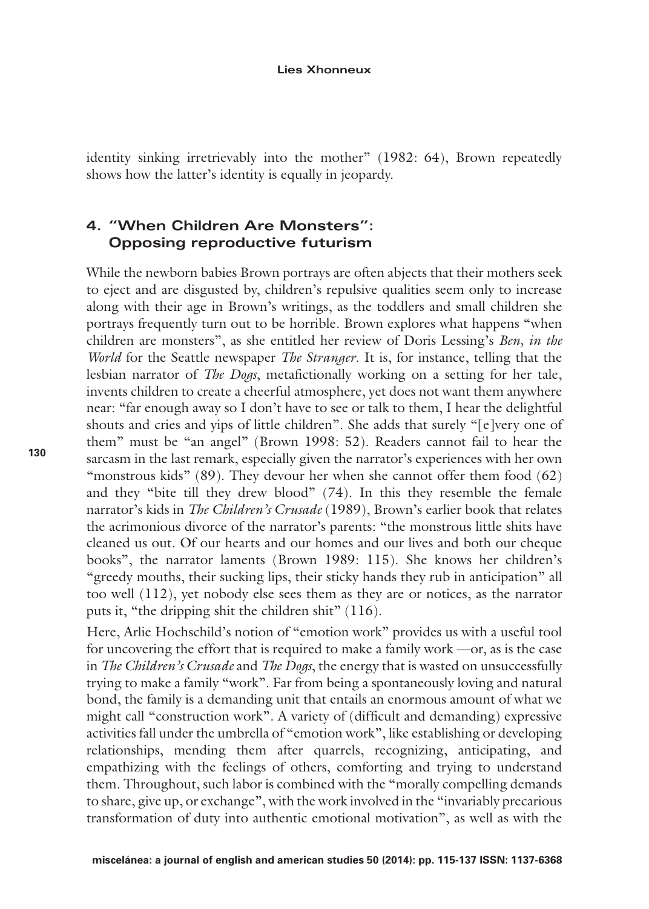identity sinking irretrievably into the mother" (1982: 64), Brown repeatedly shows how the latter's identity is equally in jeopardy.

## 4. "When Children Are Monsters": Opposing reproductive futurism

While the newborn babies Brown portrays are often abjects that their mothers seek to eject and are disgusted by, children's repulsive qualities seem only to increase along with their age in Brown's writings, as the toddlers and small children she portrays frequently turn out to be horrible. Brown explores what happens "when children are monsters", as she entitled her review of Doris Lessing's *Ben, in the World* for the Seattle newspaper *The Stranger*. It is, for instance, telling that the lesbian narrator of *The Dogs*, metafictionally working on a setting for her tale, invents children to create a cheerful atmosphere, yet does not want them anywhere near: "far enough away so I don't have to see or talk to them, I hear the delightful shouts and cries and yips of little children". She adds that surely "[e]very one of them" must be "an angel" (Brown 1998: 52). Readers cannot fail to hear the sarcasm in the last remark, especially given the narrator's experiences with her own "monstrous kids" (89). They devour her when she cannot offer them food (62) and they "bite till they drew blood" (74). In this they resemble the female narrator's kids in *The Children's Crusade* (1989), Brown's earlier book that relates the acrimonious divorce of the narrator's parents: "the monstrous little shits have cleaned us out. Of our hearts and our homes and our lives and both our cheque books", the narrator laments (Brown 1989: 115). She knows her children's "greedy mouths, their sucking lips, their sticky hands they rub in anticipation" all too well (112), yet nobody else sees them as they are or notices, as the narrator puts it, "the dripping shit the children shit" (116).

Here, Arlie Hochschild's notion of "emotion work" provides us with a useful tool for uncovering the effort that is required to make a family work —or, as is the case in *The Children's Crusade* and *The Dogs*, the energy that is wasted on unsuccessfully trying to make a family "work". Far from being a spontaneously loving and natural bond, the family is a demanding unit that entails an enormous amount of what we might call "construction work". A variety of (difficult and demanding) expressive activities fall under the umbrella of "emotion work", like establishing or developing relationships, mending them after quarrels, recognizing, anticipating, and empathizing with the feelings of others, comforting and trying to understand them. Throughout, such labor is combined with the "morally compelling demands to share, give up, or exchange", with the work involved in the "invariably precarious transformation of duty into authentic emotional motivation", as well as with the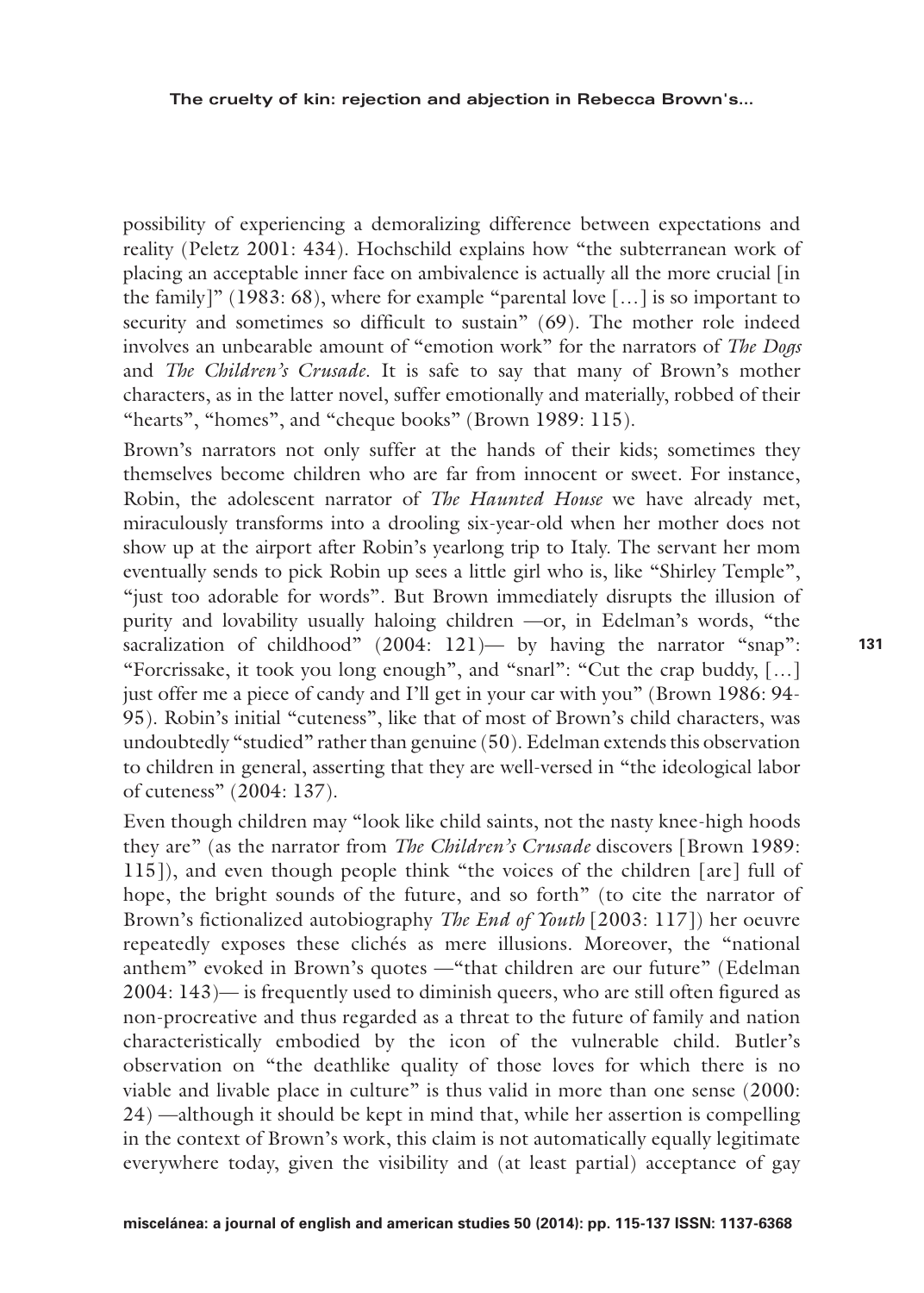possibility of experiencing a demoralizing difference between expectations and reality (Peletz 2001: 434). Hochschild explains how "the subterranean work of placing an acceptable inner face on ambivalence is actually all the more crucial [in the family]" (1983: 68), where for example "parental love [...] is so important to security and sometimes so difficult to sustain" (69). The mother role indeed involves an unbearable amount of "emotion work" for the narrators of *The Dogs* and *The Children's Crusade*. It is safe to say that many of Brown's mother characters, as in the latter novel, suffer emotionally and materially, robbed of their "hearts", "homes", and "cheque books" (Brown 1989: 115).

Brown's narrators not only suffer at the hands of their kids; sometimes they themselves become children who are far from innocent or sweet. For instance, Robin, the adolescent narrator of *The Haunted House* we have already met, miraculously transforms into a drooling six-year-old when her mother does not show up at the airport after Robin's yearlong trip to Italy. The servant her mom eventually sends to pick Robin up sees a little girl who is, like "Shirley Temple", "just too adorable for words". But Brown immediately disrupts the illusion of purity and lovability usually haloing children —or, in Edelman's words, "the sacralization of childhood" (2004: 121)— by having the narrator "snap": "Forcrissake, it took you long enough", and "snarl": "Cut the crap buddy, [...] just offer me a piece of candy and I'll get in your car with you" (Brown 1986: 94-95). Robin's initial "cuteness", like that of most of Brown's child characters, was undoubtedly "studied" rather than genuine (50). Edelman extends this observation to children in general, asserting that they are well-versed in "the ideological labor of cuteness" (2004: 137).

Even though children may "look like child saints, not the nasty knee-high hoods they are" (as the narrator from *The Children's Crusade* discovers [Brown 1989: 115]), and even though people think "the voices of the children [are] full of hope, the bright sounds of the future, and so forth" (to cite the narrator of Brown's fictionalized autobiography *The End of Youth* [2003: 117]) her oeuvre repeatedly exposes these clichés as mere illusions. Moreover, the "national anthem" evoked in Brown's quotes —"that children are our future" (Edelman 2004: 143)— is frequently used to diminish queers, who are still often figured as non-procreative and thus regarded as a threat to the future of family and nation characteristically embodied by the icon of the vulnerable child. Butler's observation on "the deathlike quality of those loves for which there is no viable and livable place in culture" is thus valid in more than one sense (2000: 24) —although it should be kept in mind that, while her assertion is compelling in the context of Brown's work, this claim is not automatically equally legitimate everywhere today, given the visibility and (at least partial) acceptance of gay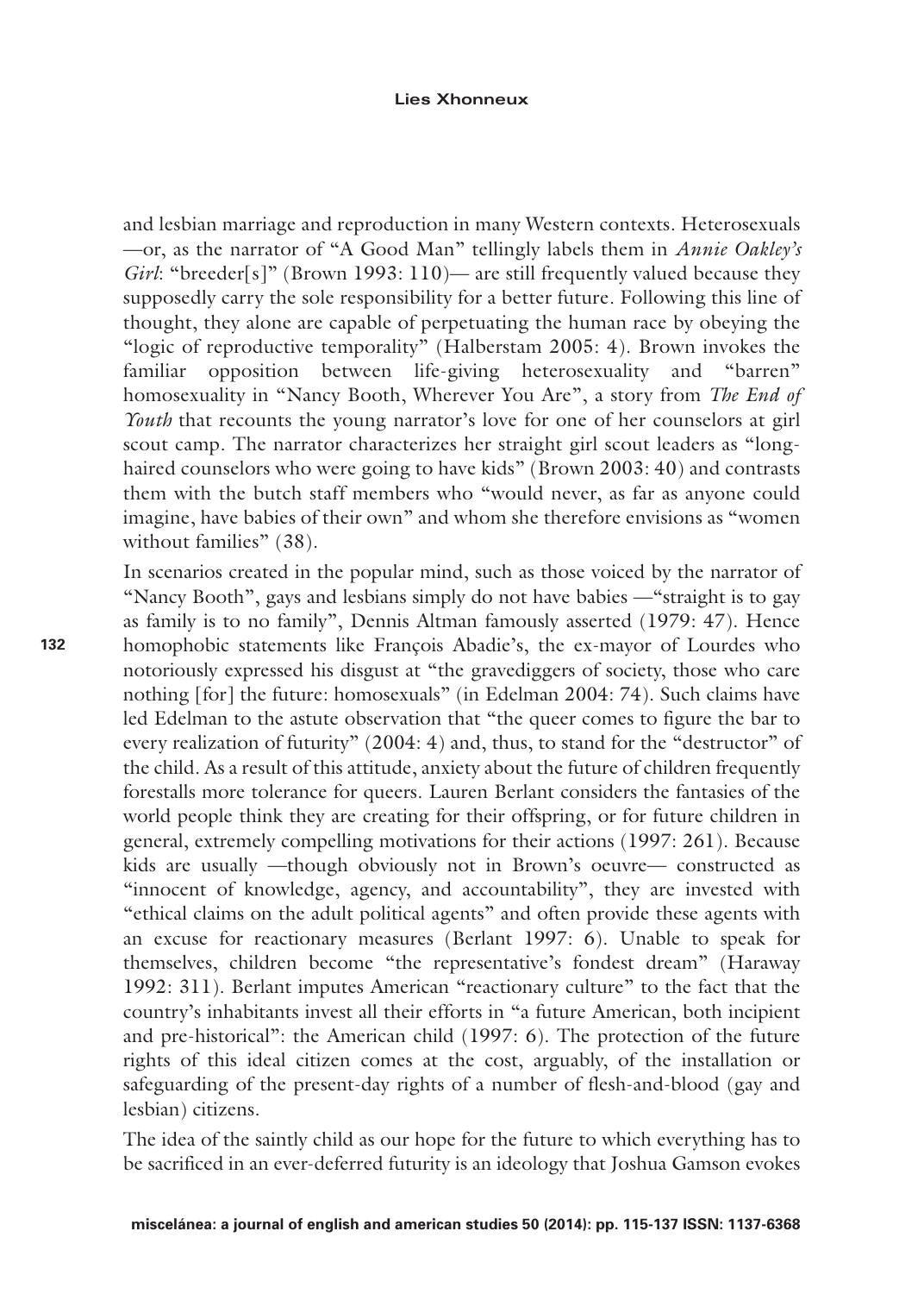and lesbian marriage and reproduction in many Western contexts. Heterosexuals —or, as the narrator of "A Good Man" tellingly labels them in *Annie Oakley's Girl*: "breeder[s]" (Brown 1993: 110)— are still frequently valued because they supposedly carry the sole responsibility for a better future. Following this line of thought, they alone are capable of perpetuating the human race by obeying the "logic of reproductive temporality" (Halberstam 2005: 4). Brown invokes the familiar opposition between life-giving heterosexuality and "barren" homosexuality in "Nancy Booth, Wherever You Are", a story from *The End of Youth* that recounts the young narrator's love for one of her counselors at girl scout camp. The narrator characterizes her straight girl scout leaders as "long-haired counselors who were going to have kids" (Brown 2003: 40) and contrasts them with the butch staff members who "would never, as far as anyone could imagine, have babies of their own" and whom she therefore envisions as "women without families" (38).

In scenarios created in the popular mind, such as those voiced by the narrator of "Nancy Booth", gays and lesbians simply do not have babies —"straight is to gay as family is to no family", Dennis Altman famously asserted (1979: 47). Hence homophobic statements like François Abadie's, the ex-mayor of Lourdes who notoriously expressed his disgust at "the gravediggers of society, those who care nothing [for] the future: homosexuals" (in Edelman 2004: 74). Such claims have led Edelman to the astute observation that "the queer comes to figure the bar to every realization of futurity" (2004: 4) and, thus, to stand for the "destructor" of the child. As a result of this attitude, anxiety about the future of children frequently forestalls more tolerance for queers. Lauren Berlant considers the fantasies of the world people think they are creating for their offspring, or for future children in general, extremely compelling motivations for their actions (1997: 261). Because kids are usually —though obviously not in Brown's oeuvre— constructed as "innocent of knowledge, agency, and accountability", they are invested with "ethical claims on the adult political agents" and often provide these agents with an excuse for reactionary measures (Berlant 1997: 6). Unable to speak for themselves, children become "the representative's fondest dream" (Haraway 1992: 311). Berlant imputes American "reactionary culture" to the fact that the country's inhabitants invest all their efforts in "a future American, both incipient and pre-historical": the American child (1997: 6). The protection of the future rights of this ideal citizen comes at the cost, arguably, of the installation or safeguarding of the present-day rights of a number of flesh-and-blood (gay and lesbian) citizens.

The idea of the saintly child as our hope for the future to which everything has to be sacrificed in an ever-deferred futurity is an ideology that Joshua Gamson evokes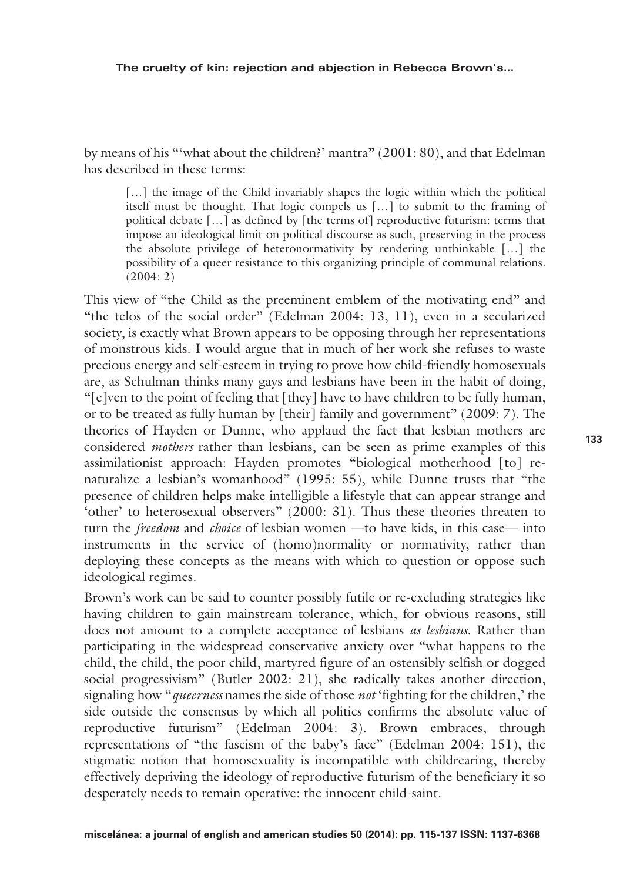by means of his "'what about the children?' mantra" (2001: 80), and that Edelman has described in these terms:

> […] the image of the Child invariably shapes the logic within which the political itself must be thought. That logic compels us […] to submit to the framing of political debate […] as defined by [the terms of] reproductive futurism: terms that impose an ideological limit on political discourse as such, preserving in the process the absolute privilege of heteronormativity by rendering unthinkable […] the possibility of a queer resistance to this organizing principle of communal relations. (2004: 2)

This view of "the Child as the preeminent emblem of the motivating end" and "the telos of the social order" (Edelman 2004: 13, 11), even in a secularized society, is exactly what Brown appears to be opposing through her representations of monstrous kids. I would argue that in much of her work she refuses to waste precious energy and self-esteem in trying to prove how child-friendly homosexuals are, as Schulman thinks many gays and lesbians have been in the habit of doing, "[e]ven to the point of feeling that [they] have to have children to be fully human, or to be treated as fully human by [their] family and government" (2009: 7). The theories of Hayden or Dunne, who applaud the fact that lesbian mothers are considered *mothers* rather than lesbians, can be seen as prime examples of this assimilationist approach: Hayden promotes "biological motherhood [to] re-naturalize a lesbian's womanhood" (1995: 55), while Dunne trusts that "the presence of children helps make intelligible a lifestyle that can appear strange and 'other' to heterosexual observers" (2000: 31). Thus these theories threaten to turn the *freedom* and *choice* of lesbian women —to have kids, in this case— into instruments in the service of (homo)normality or normativity, rather than deploying these concepts as the means with which to question or oppose such ideological regimes.

Brown's work can be said to counter possibly futile or re-excluding strategies like having children to gain mainstream tolerance, which, for obvious reasons, still does not amount to a complete acceptance of lesbians *as lesbians*. Rather than participating in the widespread conservative anxiety over "what happens to the child, the child, the poor child, martyred figure of an ostensibly selfish or dogged social progressivism" (Butler 2002: 21), she radically takes another direction, signaling how "*queerness* names the side of those *not* 'fighting for the children,' the side outside the consensus by which all politics confirms the absolute value of reproductive futurism" (Edelman 2004: 3). Brown embraces, through representations of "the fascism of the baby's face" (Edelman 2004: 151), the stigmatic notion that homosexuality is incompatible with childrearing, thereby effectively depriving the ideology of reproductive futurism of the beneficiary it so desperately needs to remain operative: the innocent child-saint.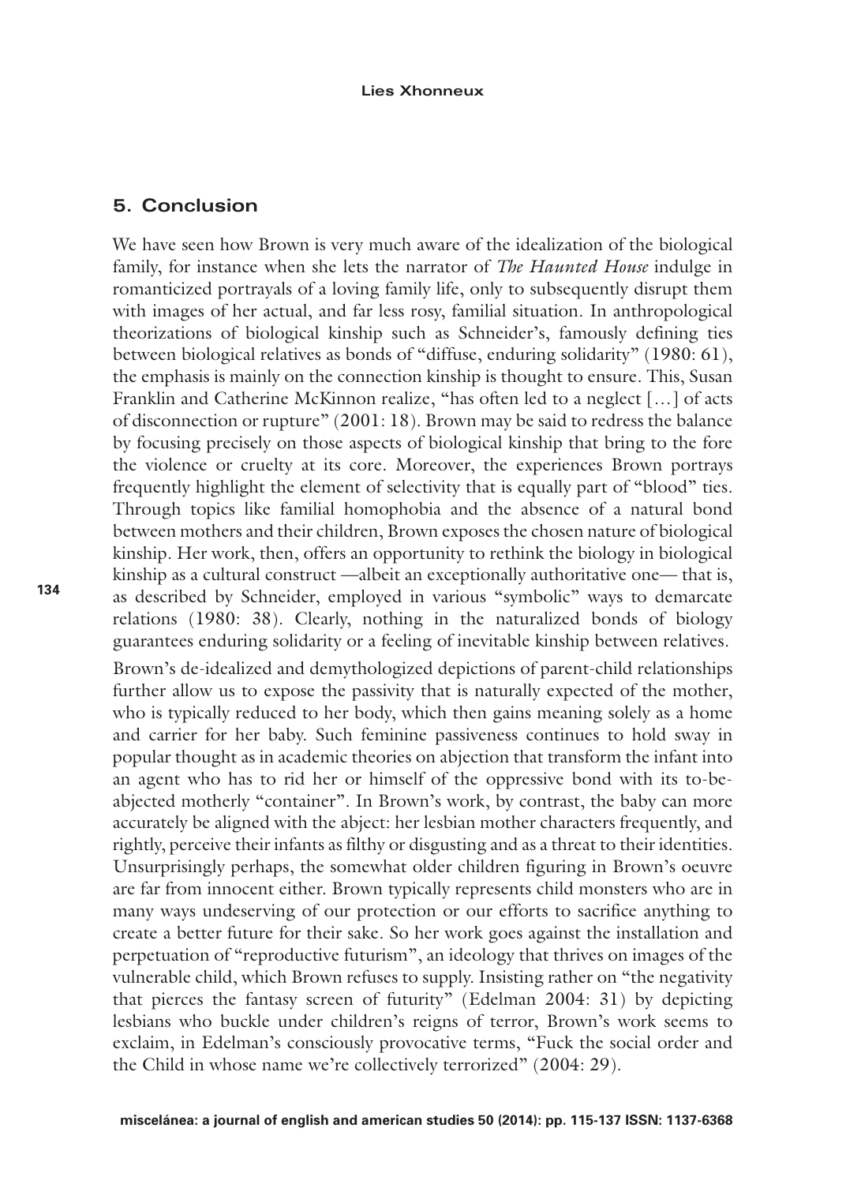## 5. Conclusion

We have seen how Brown is very much aware of the idealization of the biological family, for instance when she lets the narrator of *The Haunted House* indulge in romanticized portrayals of a loving family life, only to subsequently disrupt them with images of her actual, and far less rosy, familial situation. In anthropological theorizations of biological kinship such as Schneider's, famously defining ties between biological relatives as bonds of "diffuse, enduring solidarity" (1980: 61), the emphasis is mainly on the connection kinship is thought to ensure. This, Susan Franklin and Catherine McKinnon realize, "has often led to a neglect […] of acts of disconnection or rupture" (2001: 18). Brown may be said to redress the balance by focusing precisely on those aspects of biological kinship that bring to the fore the violence or cruelty at its core. Moreover, the experiences Brown portrays frequently highlight the element of selectivity that is equally part of "blood" ties. Through topics like familial homophobia and the absence of a natural bond between mothers and their children, Brown exposes the chosen nature of biological kinship. Her work, then, offers an opportunity to rethink the biology in biological kinship as a cultural construct —albeit an exceptionally authoritative one— that is, as described by Schneider, employed in various "symbolic" ways to demarcate relations (1980: 38). Clearly, nothing in the naturalized bonds of biology guarantees enduring solidarity or a feeling of inevitable kinship between relatives.

Brown's de-idealized and demythologized depictions of parent-child relationships further allow us to expose the passivity that is naturally expected of the mother, who is typically reduced to her body, which then gains meaning solely as a home and carrier for her baby. Such feminine passiveness continues to hold sway in popular thought as in academic theories on abjection that transform the infant into an agent who has to rid her or himself of the oppressive bond with its to-be-abjected motherly "container". In Brown's work, by contrast, the baby can more accurately be aligned with the abject: her lesbian mother characters frequently, and rightly, perceive their infants as filthy or disgusting and as a threat to their identities. Unsurprisingly perhaps, the somewhat older children figuring in Brown's oeuvre are far from innocent either. Brown typically represents child monsters who are in many ways undeserving of our protection or our efforts to sacrifice anything to create a better future for their sake. So her work goes against the installation and perpetuation of "reproductive futurism", an ideology that thrives on images of the vulnerable child, which Brown refuses to supply. Insisting rather on "the negativity that pierces the fantasy screen of futurity" (Edelman 2004: 31) by depicting lesbians who buckle under children's reigns of terror, Brown's work seems to exclaim, in Edelman's consciously provocative terms, "Fuck the social order and the Child in whose name we're collectively terrorized" (2004: 29).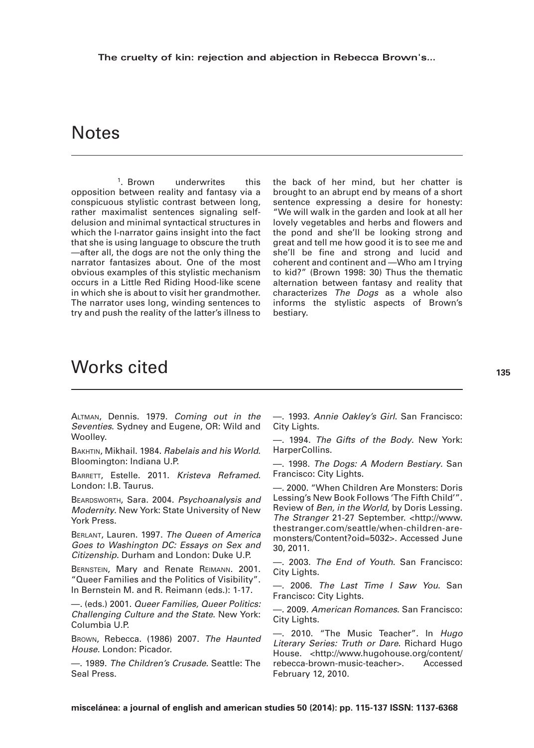## Notes

[1]. Brown underwrites this opposition between reality and fantasy via a conspicuous stylistic contrast between long, rather maximalist sentences signaling self-delusion and minimal syntactical structures in which the I-narrator gains insight into the fact that she is using language to obscure the truth —after all, the dogs are not the only thing the narrator fantasizes about. One of the most obvious examples of this stylistic mechanism occurs in a Little Red Riding Hood-like scene in which she is about to visit her grandmother. The narrator uses long, winding sentences to try and push the reality of the latter's illness to the back of her mind, but her chatter is brought to an abrupt end by means of a short sentence expressing a desire for honesty: "We will walk in the garden and look at all her lovely vegetables and herbs and flowers and the pond and she'll be looking strong and great and tell me how good it is to see me and she'll be fine and strong and lucid and coherent and continent and —Who am I trying to kid?" (Brown 1998: 30) Thus the thematic alternation between fantasy and reality that characterizes *The Dogs* as a whole also informs the stylistic aspects of Brown's bestiary.

## Works cited

Altman, Dennis. 1979. *Coming out in the Seventies*. Sydney and Eugene, OR: Wild and Woolley.

Bakhtin, Mikhail. 1984. *Rabelais and his World*. Bloomington: Indiana U.P.

Barrett, Estelle. 2011. *Kristeva Reframed*. London: I.B. Taurus.

Beardsworth, Sara. 2004. *Psychoanalysis and Modernity*. New York: State University of New York Press.

Berlant, Lauren. 1997. *The Queen of America Goes to Washington DC: Essays on Sex and Citizenship*. Durham and London: Duke U.P.

Bernstein, Mary and Renate Reimann. 2001. "Queer Families and the Politics of Visibility". In Bernstein M. and R. Reimann (eds.): 1-17.

—. (eds.) 2001. *Queer Families, Queer Politics: Challenging Culture and the State*. New York: Columbia U.P.

Brown, Rebecca. (1986) 2007. *The Haunted House*. London: Picador.

—. 1989. *The Children's Crusade*. Seattle: The Seal Press.

—. 1993. *Annie Oakley's Girl*. San Francisco: City Lights.

—. 1994. *The Gifts of the Body*. New York: HarperCollins.

—. 1998. *The Dogs: A Modern Bestiary*. San Francisco: City Lights.

—. 2000. "When Children Are Monsters: Doris Lessing's New Book Follows 'The Fifth Child'". Review of *Ben, in the World*, by Doris Lessing. *The Stranger* 21-27 September. <http://www.thestranger.com/seattle/when-children-are-monsters/Content?oid=5032>. Accessed June 30, 2011.

—. 2003. *The End of Youth*. San Francisco: City Lights.

—. 2006. *The Last Time I Saw You*. San Francisco: City Lights.

—. 2009. *American Romances*. San Francisco: City Lights.

—. 2010. "The Music Teacher". In *Hugo Literary Series: Truth or Dare*. Richard Hugo House. <http://www.hugohouse.org/content/rebecca-brown-music-teacher>. Accessed February 12, 2010.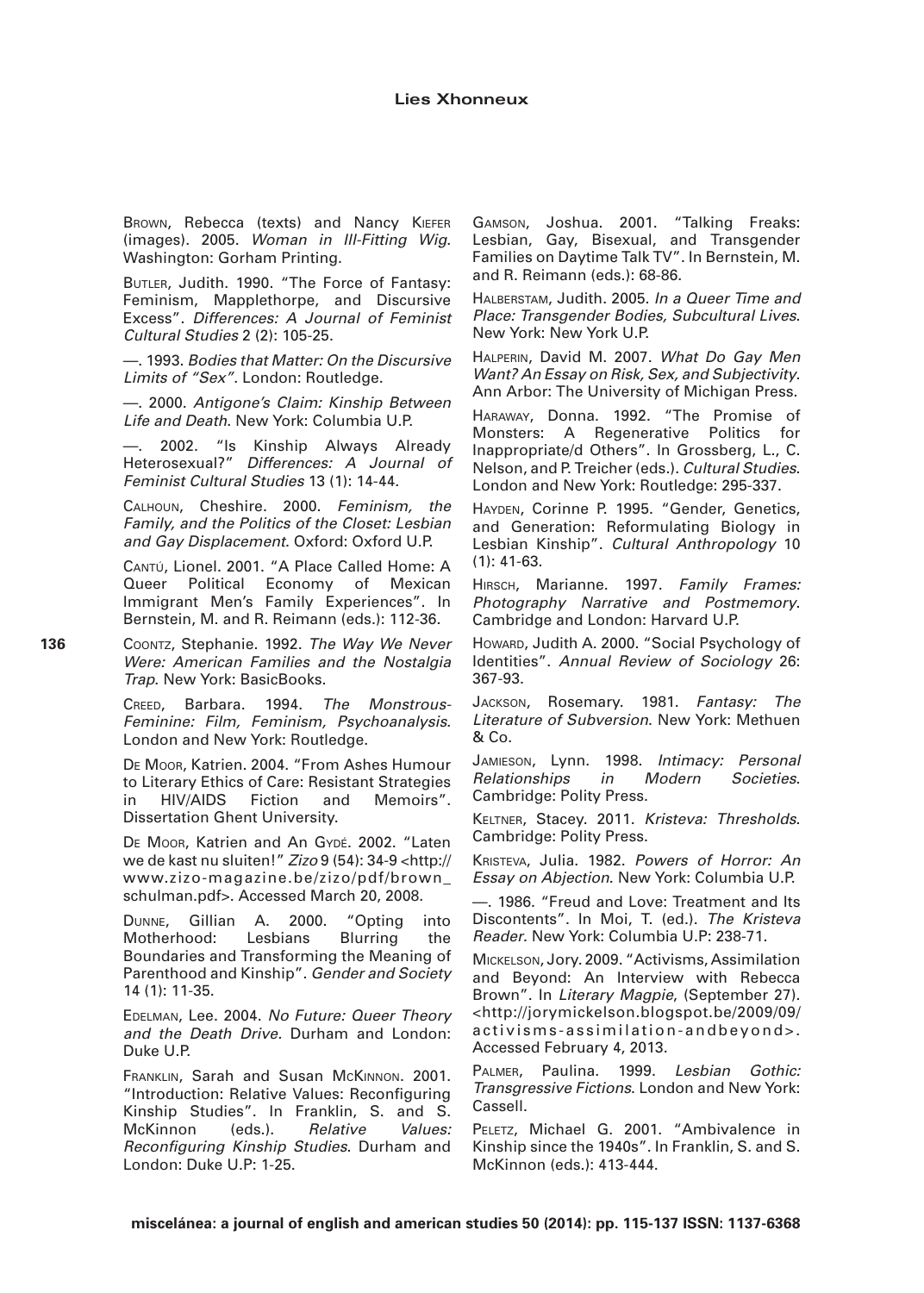Brown, Rebecca (texts) and Nancy Kiefer (images). 2005. *Woman in Ill-Fitting Wig*. Washington: Gorham Printing.

Butler, Judith. 1990. "The Force of Fantasy: Feminism, Mapplethorpe, and Discursive Excess". *Differences: A Journal of Feminist Cultural Studies* 2 (2): 105-25.

—. 1993. *Bodies that Matter: On the Discursive Limits of "Sex"*. London: Routledge.

—. 2000. *Antigone's Claim: Kinship Between Life and Death*. New York: Columbia U.P.

—. 2002. "Is Kinship Always Already Heterosexual?" *Differences: A Journal of Feminist Cultural Studies* 13 (1): 14-44.

Calhoun, Cheshire. 2000. *Feminism, the Family, and the Politics of the Closet: Lesbian and Gay Displacement*. Oxford: Oxford U.P.

Cantú, Lionel. 2001. "A Place Called Home: A Queer Political Economy of Mexican Immigrant Men's Family Experiences". In Bernstein, M. and R. Reimann (eds.): 112-36.

Coontz, Stephanie. 1992. *The Way We Never Were: American Families and the Nostalgia Trap*. New York: BasicBooks.

Creed, Barbara. 1994. *The Monstrous-Feminine: Film, Feminism, Psychoanalysis*. London and New York: Routledge.

De Moor, Katrien. 2004. "From Ashes Humour to Literary Ethics of Care: Resistant Strategies in HIV/AIDS Fiction and Memoirs". Dissertation Ghent University.

De Moor, Katrien and An Gydé. 2002. "Laten we de kast nu sluiten!" *Zizo* 9 (54): 34-9 <http://www.zizo-magazine.be/zizo/pdf/brown_schulman.pdf>. Accessed March 20, 2008.

Dunne, Gillian A. 2000. "Opting into Motherhood: Lesbians Blurring the Boundaries and Transforming the Meaning of Parenthood and Kinship". *Gender and Society* 14 (1): 11-35.

Edelman, Lee. 2004. *No Future: Queer Theory and the Death Drive.* Durham and London: Duke U.P.

Franklin, Sarah and Susan McKinnon. 2001. "Introduction: Relative Values: Reconfiguring Kinship Studies". In Franklin, S. and S. McKinnon (eds.). *Relative Values: Reconfiguring Kinship Studies*. Durham and London: Duke U.P: 1-25.

Gamson, Joshua. 2001. "Talking Freaks: Lesbian, Gay, Bisexual, and Transgender Families on Daytime Talk TV". In Bernstein, M. and R. Reimann (eds.): 68-86.

Halberstam, Judith. 2005. *In a Queer Time and Place: Transgender Bodies, Subcultural Lives*. New York: New York U.P.

Halperin, David M. 2007. *What Do Gay Men Want? An Essay on Risk, Sex, and Subjectivity*. Ann Arbor: The University of Michigan Press.

Haraway, Donna. 1992. "The Promise of Monsters: A Regenerative Politics for Inappropriate/d Others". In Grossberg, L., C. Nelson, and P. Treicher (eds.). *Cultural Studies*. London and New York: Routledge: 295-337.

Hayden, Corinne P. 1995. "Gender, Genetics, and Generation: Reformulating Biology in Lesbian Kinship". *Cultural Anthropology* 10 (1): 41-63.

Hirsch, Marianne. 1997. *Family Frames: Photography Narrative and Postmemory*. Cambridge and London: Harvard U.P.

Howard, Judith A. 2000. "Social Psychology of Identities". *Annual Review of Sociology* 26: 367-93.

Jackson, Rosemary. 1981. *Fantasy: The Literature of Subversion*. New York: Methuen & Co.

Jamieson, Lynn. 1998. *Intimacy: Personal Relationships in Modern Societies*. Cambridge: Polity Press.

Keltner, Stacey. 2011. *Kristeva: Thresholds*. Cambridge: Polity Press.

Kristeva, Julia. 1982. *Powers of Horror: An Essay on Abjection*. New York: Columbia U.P.

—. 1986. "Freud and Love: Treatment and Its Discontents". In Moi, T. (ed.). *The Kristeva Reader*. New York: Columbia U.P: 238-71.

Mickelson, Jory. 2009. "Activisms, Assimilation and Beyond: An Interview with Rebecca Brown". In *Literary Magpie*, (September 27). <http://jorymickelson.blogspot.be/2009/09/activisms-assimilation-andbeyond>. Accessed February 4, 2013.

Palmer, Paulina. 1999. *Lesbian Gothic: Transgressive Fictions*. London and New York: Cassell.

Peletz, Michael G. 2001. "Ambivalence in Kinship since the 1940s". In Franklin, S. and S. McKinnon (eds.): 413-444.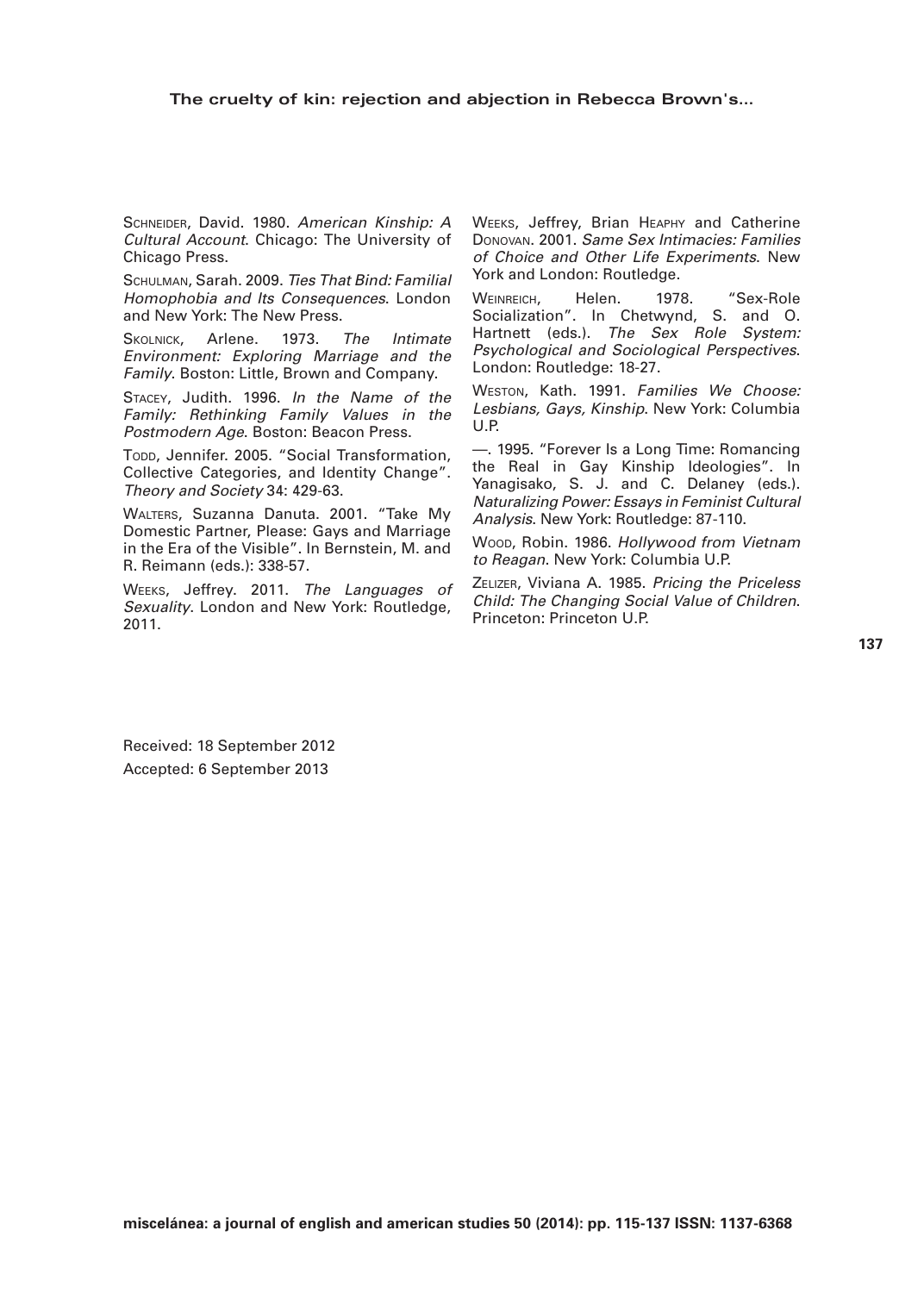Schneider, David. 1980. *American Kinship: A Cultural Account*. Chicago: The University of Chicago Press.

Schulman, Sarah. 2009. *Ties That Bind: Familial Homophobia and Its Consequences*. London and New York: The New Press.

Skolnick, Arlene. 1973. *The Intimate Environment: Exploring Marriage and the Family*. Boston: Little, Brown and Company.

Stacey, Judith. 1996. *In the Name of the Family: Rethinking Family Values in the Postmodern Age*. Boston: Beacon Press.

Todd, Jennifer. 2005. "Social Transformation, Collective Categories, and Identity Change". *Theory and Society* 34: 429-63.

Walters, Suzanna Danuta. 2001. "Take My Domestic Partner, Please: Gays and Marriage in the Era of the Visible". In Bernstein, M. and R. Reimann (eds.): 338-57.

Weeks, Jeffrey. 2011. *The Languages of Sexuality*. London and New York: Routledge, 2011.

Weeks, Jeffrey, Brian Heaphy and Catherine Donovan. 2001. *Same Sex Intimacies: Families of Choice and Other Life Experiments*. New York and London: Routledge.

Weinreich, Helen. 1978. "Sex-Role Socialization". In Chetwynd, S. and O. Hartnett (eds.). *The Sex Role System: Psychological and Sociological Perspectives*. London: Routledge: 18-27.

Weston, Kath. 1991. *Families We Choose: Lesbians, Gays, Kinship*. New York: Columbia U.P.

—. 1995. "Forever Is a Long Time: Romancing the Real in Gay Kinship Ideologies". In Yanagisako, S. J. and C. Delaney (eds.). *Naturalizing Power: Essays in Feminist Cultural Analysis*. New York: Routledge: 87-110.

Wood, Robin. 1986. *Hollywood from Vietnam to Reagan*. New York: Columbia U.P.

Zelizer, Viviana A. 1985. *Pricing the Priceless Child: The Changing Social Value of Children*. Princeton: Princeton U.P.

Received: 18 September 2012

Accepted: 6 September 2013